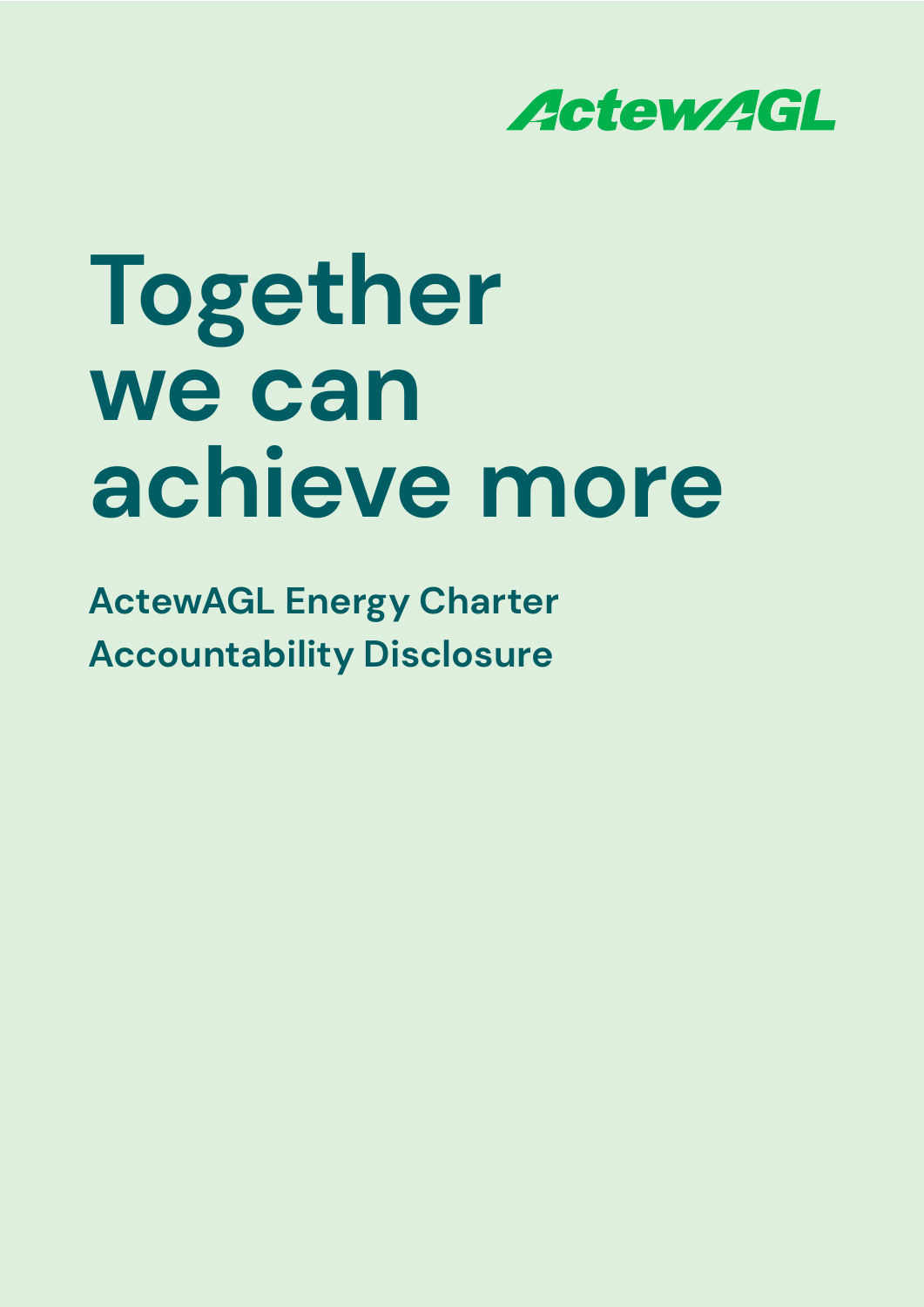ActewAGL

# Together we can achieve more

**ActewAGL Energy Charter Accountability Disclosure**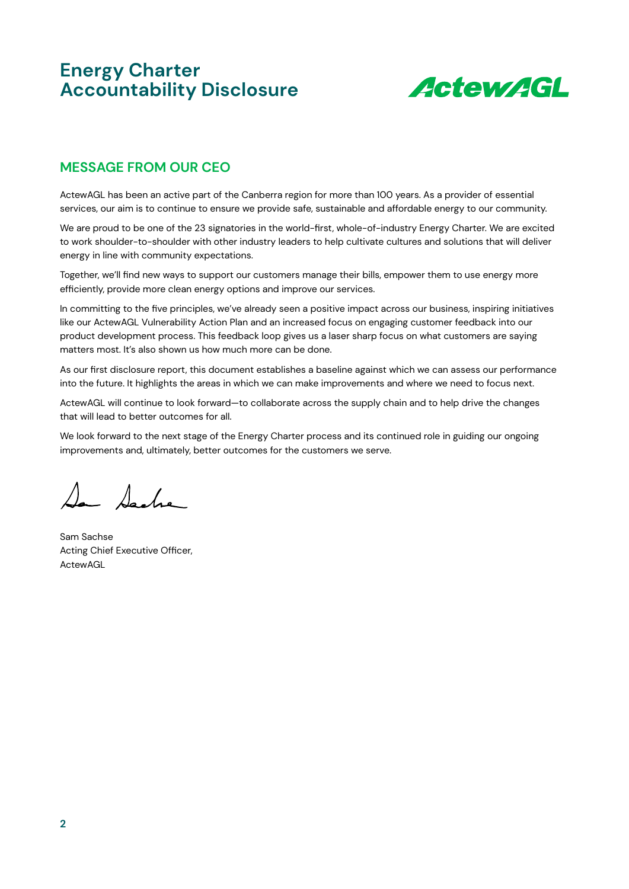# Energy Charter Accountability Disclosure

ActewAGL

## MESSAGE FROM OUR CEO

ActewAGL has been an active part of the Canberra region for more than 100 years. As a provider of essential services, our aim is to continue to ensure we provide safe, sustainable and affordable energy to our community.

We are proud to be one of the 23 signatories in the world-first, whole-of-industry Energy Charter. We are excited to work shoulder-to-shoulder with other industry leaders to help cultivate cultures and solutions that will deliver energy in line with community expectations.

Together, we'll find new ways to support our customers manage their bills, empower them to use energy more efficiently, provide more clean energy options and improve our services.

In committing to the five principles, we've already seen a positive impact across our business, inspiring initiatives like our ActewAGL Vulnerability Action Plan and an increased focus on engaging customer feedback into our product development process. This feedback loop gives us a laser sharp focus on what customers are saying matters most. It's also shown us how much more can be done.

As our first disclosure report, this document establishes a baseline against which we can assess our performance into the future. It highlights the areas in which we can make improvements and where we need to focus next.

ActewAGL will continue to look forward—to collaborate across the supply chain and to help drive the changes that will lead to better outcomes for all.

We look forward to the next stage of the Energy Charter process and its continued role in guiding our ongoing improvements and, ultimately, better outcomes for the customers we serve.

Sam Sachse
Acting Chief Executive Officer,
ActewAGL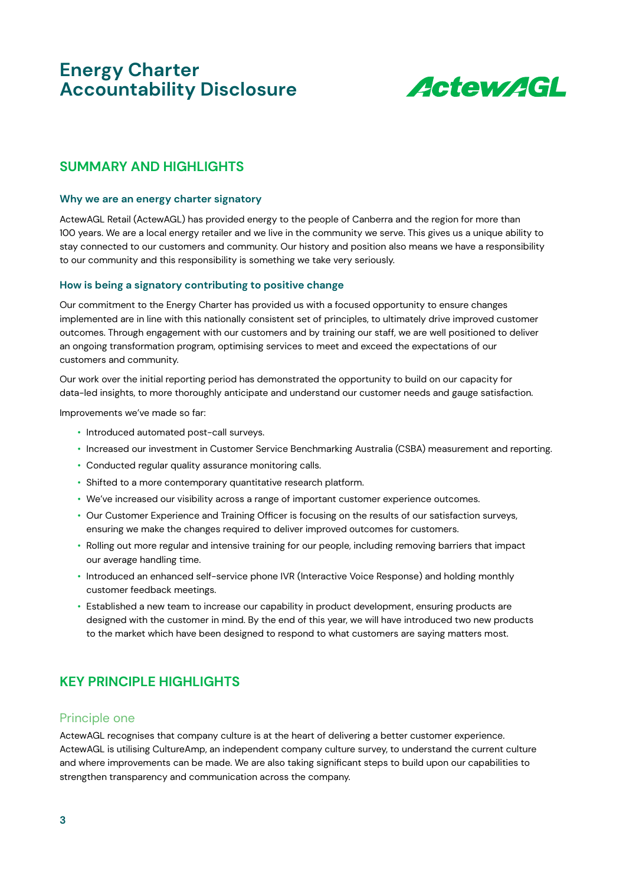# Energy Charter Accountability Disclosure

ActewAGL

## SUMMARY AND HIGHLIGHTS

### Why we are an energy charter signatory

ActewAGL Retail (ActewAGL) has provided energy to the people of Canberra and the region for more than 100 years. We are a local energy retailer and we live in the community we serve. This gives us a unique ability to stay connected to our customers and community. Our history and position also means we have a responsibility to our community and this responsibility is something we take very seriously.

### How is being a signatory contributing to positive change

Our commitment to the Energy Charter has provided us with a focused opportunity to ensure changes implemented are in line with this nationally consistent set of principles, to ultimately drive improved customer outcomes. Through engagement with our customers and by training our staff, we are well positioned to deliver an ongoing transformation program, optimising services to meet and exceed the expectations of our customers and community.

Our work over the initial reporting period has demonstrated the opportunity to build on our capacity for data-led insights, to more thoroughly anticipate and understand our customer needs and gauge satisfaction.

Improvements we've made so far:

- Introduced automated post-call surveys.
- Increased our investment in Customer Service Benchmarking Australia (CSBA) measurement and reporting.
- Conducted regular quality assurance monitoring calls.
- Shifted to a more contemporary quantitative research platform.
- We've increased our visibility across a range of important customer experience outcomes.
- Our Customer Experience and Training Officer is focusing on the results of our satisfaction surveys, ensuring we make the changes required to deliver improved outcomes for customers.
- Rolling out more regular and intensive training for our people, including removing barriers that impact our average handling time.
- Introduced an enhanced self-service phone IVR (Interactive Voice Response) and holding monthly customer feedback meetings.
- Established a new team to increase our capability in product development, ensuring products are designed with the customer in mind. By the end of this year, we will have introduced two new products to the market which have been designed to respond to what customers are saying matters most.

## KEY PRINCIPLE HIGHLIGHTS

### Principle one

ActewAGL recognises that company culture is at the heart of delivering a better customer experience. ActewAGL is utilising CultureAmp, an independent company culture survey, to understand the current culture and where improvements can be made. We are also taking significant steps to build upon our capabilities to strengthen transparency and communication across the company.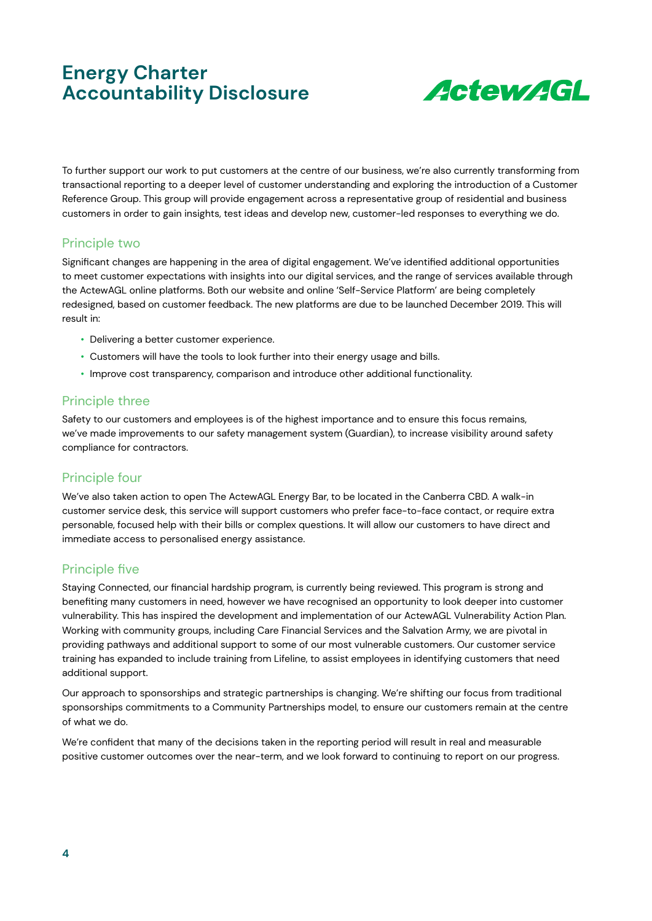To further support our work to put customers at the centre of our business, we're also currently transforming from transactional reporting to a deeper level of customer understanding and exploring the introduction of a Customer Reference Group. This group will provide engagement across a representative group of residential and business customers in order to gain insights, test ideas and develop new, customer-led responses to everything we do.

## Principle two

Significant changes are happening in the area of digital engagement. We've identified additional opportunities to meet customer expectations with insights into our digital services, and the range of services available through the ActewAGL online platforms. Both our website and online 'Self-Service Platform' are being completely redesigned, based on customer feedback. The new platforms are due to be launched December 2019. This will result in:

- Delivering a better customer experience.
- Customers will have the tools to look further into their energy usage and bills.
- Improve cost transparency, comparison and introduce other additional functionality.

## Principle three

Safety to our customers and employees is of the highest importance and to ensure this focus remains, we've made improvements to our safety management system (Guardian), to increase visibility around safety compliance for contractors.

## Principle four

We've also taken action to open The ActewAGL Energy Bar, to be located in the Canberra CBD. A walk-in customer service desk, this service will support customers who prefer face-to-face contact, or require extra personable, focused help with their bills or complex questions. It will allow our customers to have direct and immediate access to personalised energy assistance.

## Principle five

Staying Connected, our financial hardship program, is currently being reviewed. This program is strong and benefiting many customers in need, however we have recognised an opportunity to look deeper into customer vulnerability. This has inspired the development and implementation of our ActewAGL Vulnerability Action Plan. Working with community groups, including Care Financial Services and the Salvation Army, we are pivotal in providing pathways and additional support to some of our most vulnerable customers. Our customer service training has expanded to include training from Lifeline, to assist employees in identifying customers that need additional support.

Our approach to sponsorships and strategic partnerships is changing. We're shifting our focus from traditional sponsorships commitments to a Community Partnerships model, to ensure our customers remain at the centre of what we do.

We're confident that many of the decisions taken in the reporting period will result in real and measurable positive customer outcomes over the near-term, and we look forward to continuing to report on our progress.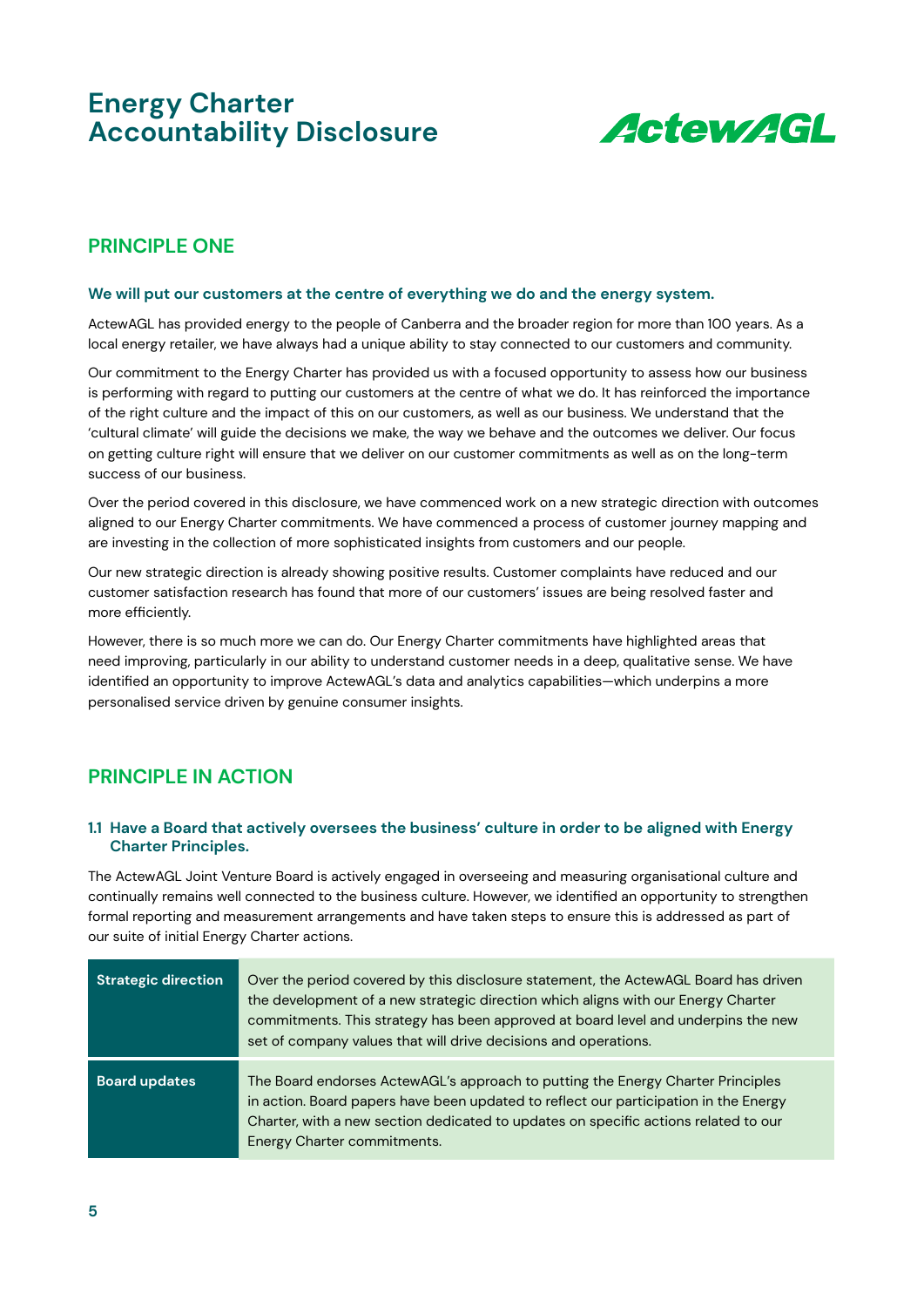# Energy Charter Accountability Disclosure

ActewAGL

## PRINCIPLE ONE

**We will put our customers at the centre of everything we do and the energy system.**

ActewAGL has provided energy to the people of Canberra and the broader region for more than 100 years. As a local energy retailer, we have always had a unique ability to stay connected to our customers and community.

Our commitment to the Energy Charter has provided us with a focused opportunity to assess how our business is performing with regard to putting our customers at the centre of what we do. It has reinforced the importance of the right culture and the impact of this on our customers, as well as our business. We understand that the 'cultural climate' will guide the decisions we make, the way we behave and the outcomes we deliver. Our focus on getting culture right will ensure that we deliver on our customer commitments as well as on the long-term success of our business.

Over the period covered in this disclosure, we have commenced work on a new strategic direction with outcomes aligned to our Energy Charter commitments. We have commenced a process of customer journey mapping and are investing in the collection of more sophisticated insights from customers and our people.

Our new strategic direction is already showing positive results. Customer complaints have reduced and our customer satisfaction research has found that more of our customers' issues are being resolved faster and more efficiently.

However, there is so much more we can do. Our Energy Charter commitments have highlighted areas that need improving, particularly in our ability to understand customer needs in a deep, qualitative sense. We have identified an opportunity to improve ActewAGL's data and analytics capabilities—which underpins a more personalised service driven by genuine consumer insights.

## PRINCIPLE IN ACTION

### 1.1 Have a Board that actively oversees the business' culture in order to be aligned with Energy Charter Principles.

The ActewAGL Joint Venture Board is actively engaged in overseeing and measuring organisational culture and continually remains well connected to the business culture. However, we identified an opportunity to strengthen formal reporting and measurement arrangements and have taken steps to ensure this is addressed as part of our suite of initial Energy Charter actions.

| | |
|---|---|
| **Strategic direction** | Over the period covered by this disclosure statement, the ActewAGL Board has driven the development of a new strategic direction which aligns with our Energy Charter commitments. This strategy has been approved at board level and underpins the new set of company values that will drive decisions and operations. |
| **Board updates** | The Board endorses ActewAGL's approach to putting the Energy Charter Principles in action. Board papers have been updated to reflect our participation in the Energy Charter, with a new section dedicated to updates on specific actions related to our Energy Charter commitments. |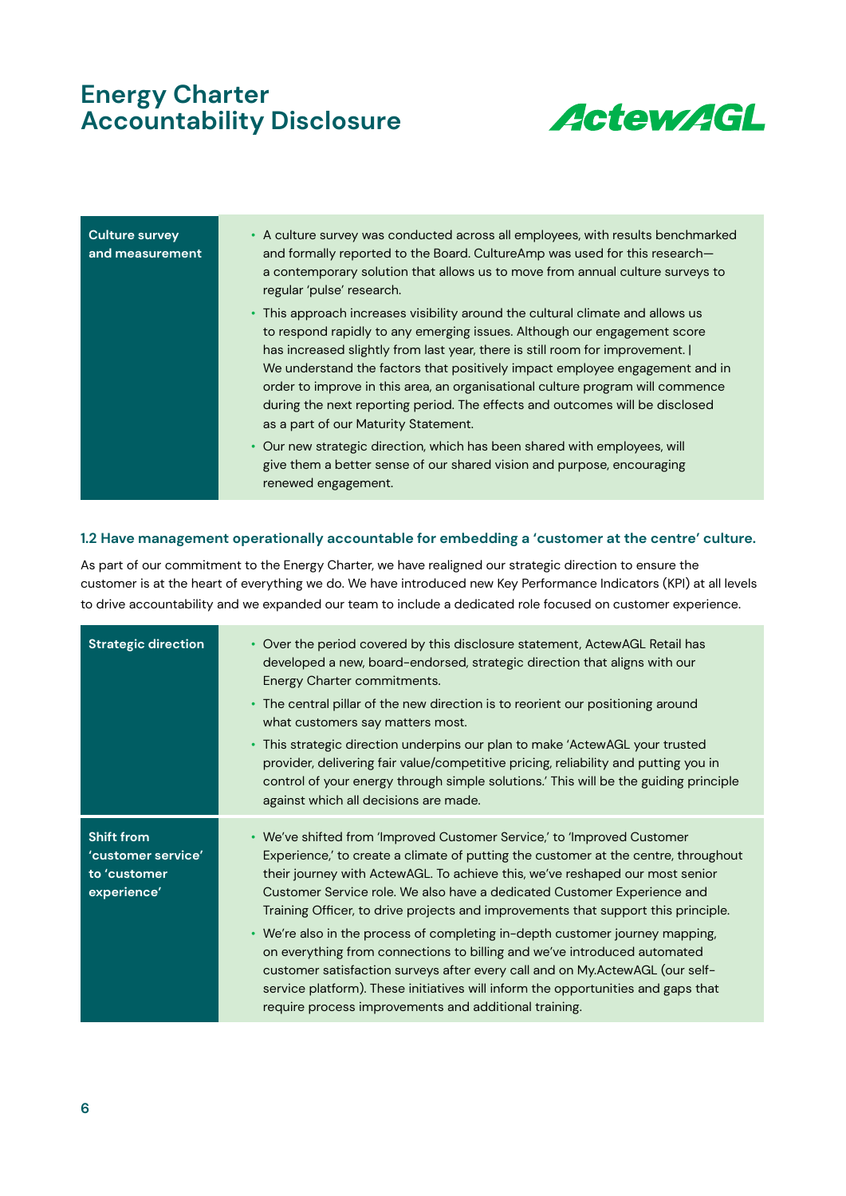| | |
|---|---|
| **Culture survey and measurement** | • A culture survey was conducted across all employees, with results benchmarked and formally reported to the Board. CultureAmp was used for this research—a contemporary solution that allows us to move from annual culture surveys to regular 'pulse' research.<br>• This approach increases visibility around the cultural climate and allows us to respond rapidly to any emerging issues. Although our engagement score has increased slightly from last year, there is still room for improvement. \| We understand the factors that positively impact employee engagement and in order to improve in this area, an organisational culture program will commence during the next reporting period. The effects and outcomes will be disclosed as a part of our Maturity Statement.<br>• Our new strategic direction, which has been shared with employees, will give them a better sense of our shared vision and purpose, encouraging renewed engagement. |

### 1.2 Have management operationally accountable for embedding a 'customer at the centre' culture.

As part of our commitment to the Energy Charter, we have realigned our strategic direction to ensure the customer is at the heart of everything we do. We have introduced new Key Performance Indicators (KPI) at all levels to drive accountability and we expanded our team to include a dedicated role focused on customer experience.

| | |
|---|---|
| **Strategic direction** | • Over the period covered by this disclosure statement, ActewAGL Retail has developed a new, board-endorsed, strategic direction that aligns with our Energy Charter commitments.<br>• The central pillar of the new direction is to reorient our positioning around what customers say matters most.<br>• This strategic direction underpins our plan to make 'ActewAGL your trusted provider, delivering fair value/competitive pricing, reliability and putting you in control of your energy through simple solutions.' This will be the guiding principle against which all decisions are made. |
| **Shift from 'customer service' to 'customer experience'** | • We've shifted from 'Improved Customer Service,' to 'Improved Customer Experience,' to create a climate of putting the customer at the centre, throughout their journey with ActewAGL. To achieve this, we've reshaped our most senior Customer Service role. We also have a dedicated Customer Experience and Training Officer, to drive projects and improvements that support this principle.<br>• We're also in the process of completing in-depth customer journey mapping, on everything from connections to billing and we've introduced automated customer satisfaction surveys after every call and on My.ActewAGL (our self-service platform). These initiatives will inform the opportunities and gaps that require process improvements and additional training. |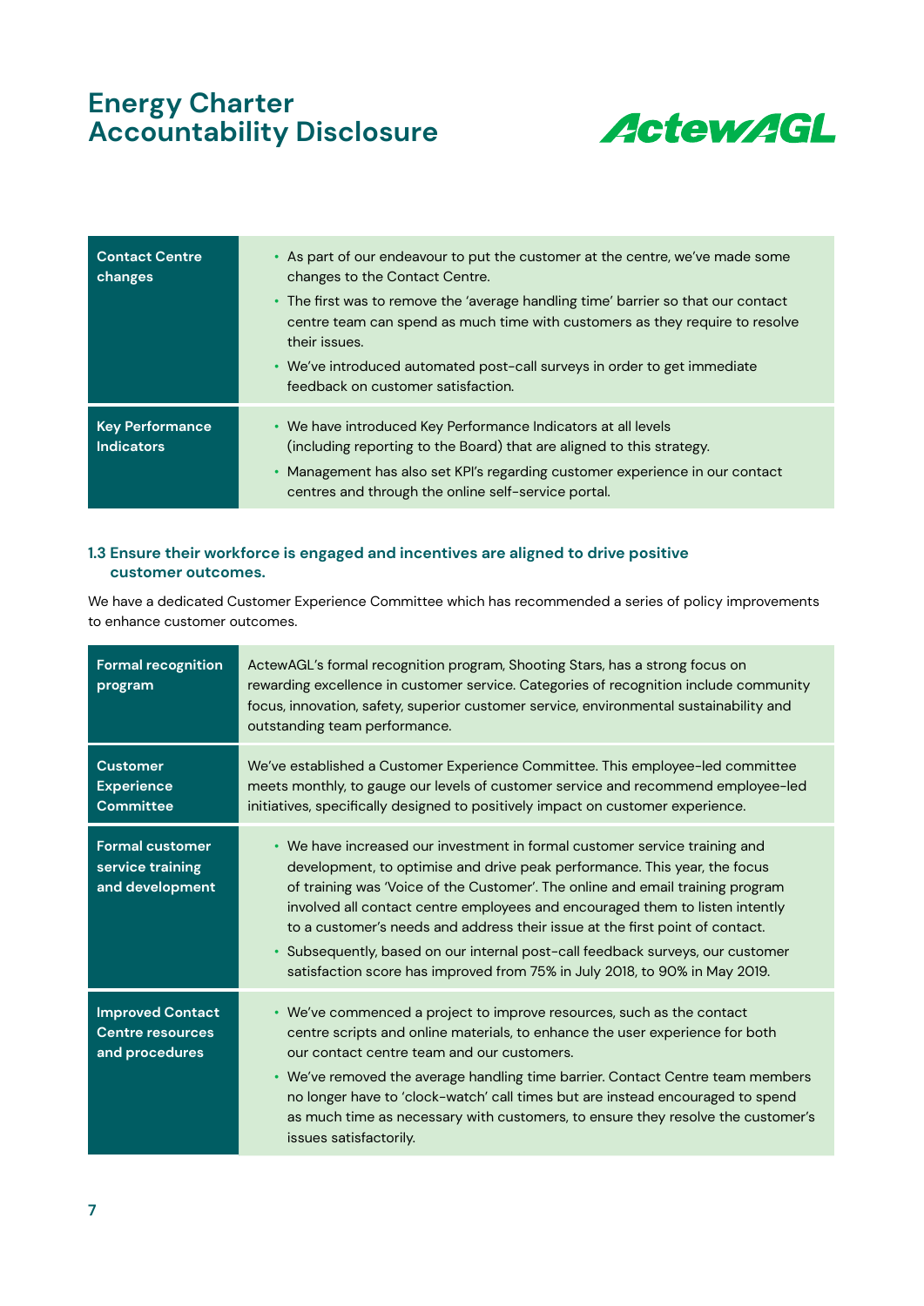| | |
|---|---|
| **Contact Centre changes** | • As part of our endeavour to put the customer at the centre, we've made some changes to the Contact Centre.<br>• The first was to remove the 'average handling time' barrier so that our contact centre team can spend as much time with customers as they require to resolve their issues.<br>• We've introduced automated post-call surveys in order to get immediate feedback on customer satisfaction. |
| **Key Performance Indicators** | • We have introduced Key Performance Indicators at all levels (including reporting to the Board) that are aligned to this strategy.<br>• Management has also set KPI's regarding customer experience in our contact centres and through the online self-service portal. |

### 1.3 Ensure their workforce is engaged and incentives are aligned to drive positive customer outcomes.

We have a dedicated Customer Experience Committee which has recommended a series of policy improvements to enhance customer outcomes.

| | |
|---|---|
| **Formal recognition program** | ActewAGL's formal recognition program, Shooting Stars, has a strong focus on rewarding excellence in customer service. Categories of recognition include community focus, innovation, safety, superior customer service, environmental sustainability and outstanding team performance. |
| **Customer Experience Committee** | We've established a Customer Experience Committee. This employee-led committee meets monthly, to gauge our levels of customer service and recommend employee-led initiatives, specifically designed to positively impact on customer experience. |
| **Formal customer service training and development** | • We have increased our investment in formal customer service training and development, to optimise and drive peak performance. This year, the focus of training was 'Voice of the Customer'. The online and email training program involved all contact centre employees and encouraged them to listen intently to a customer's needs and address their issue at the first point of contact.<br>• Subsequently, based on our internal post-call feedback surveys, our customer satisfaction score has improved from 75% in July 2018, to 90% in May 2019. |
| **Improved Contact Centre resources and procedures** | • We've commenced a project to improve resources, such as the contact centre scripts and online materials, to enhance the user experience for both our contact centre team and our customers.<br>• We've removed the average handling time barrier. Contact Centre team members no longer have to 'clock-watch' call times but are instead encouraged to spend as much time as necessary with customers, to ensure they resolve the customer's issues satisfactorily. |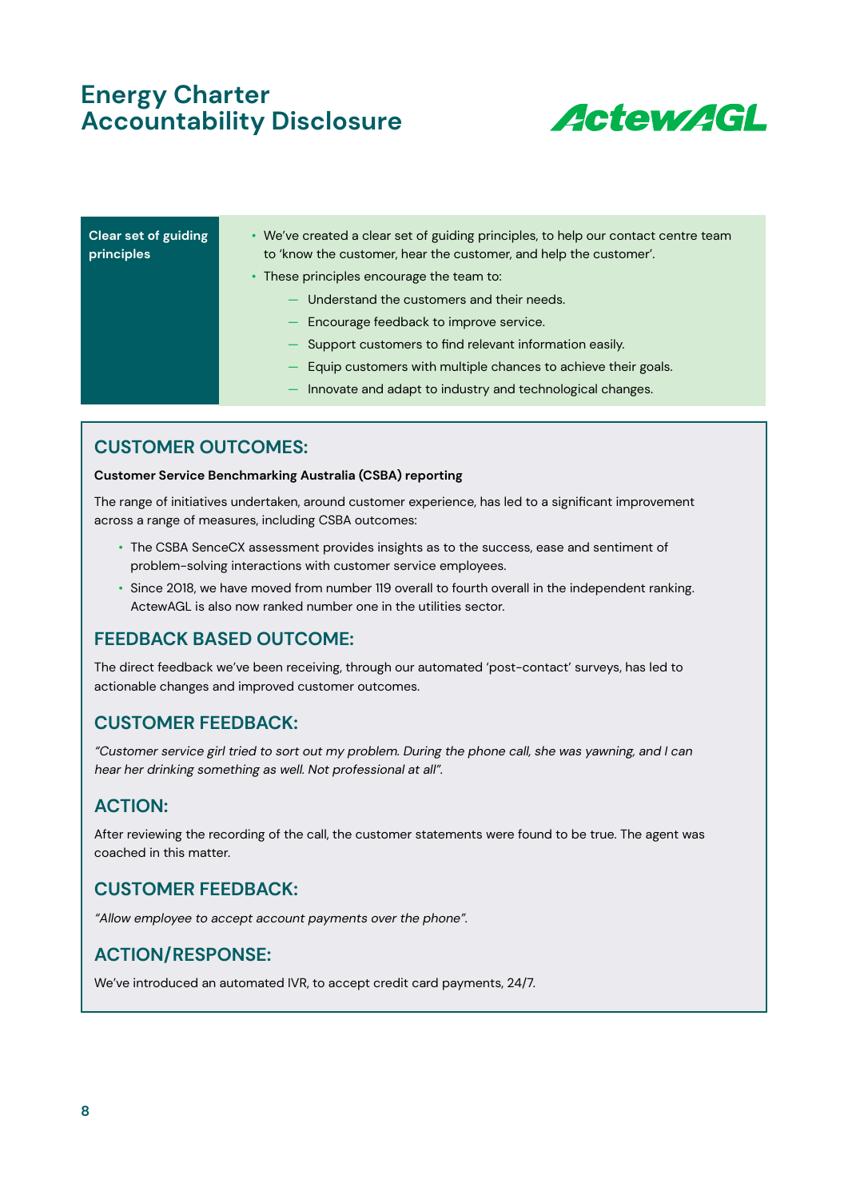| | |
|---|---|
| **Clear set of guiding principles** | • We've created a clear set of guiding principles, to help our contact centre team to 'know the customer, hear the customer, and help the customer'.<br>• These principles encourage the team to:<br>— Understand the customers and their needs.<br>— Encourage feedback to improve service.<br>— Support customers to find relevant information easily.<br>— Equip customers with multiple chances to achieve their goals.<br>— Innovate and adapt to industry and technological changes. |

## CUSTOMER OUTCOMES:

**Customer Service Benchmarking Australia (CSBA) reporting**

The range of initiatives undertaken, around customer experience, has led to a significant improvement across a range of measures, including CSBA outcomes:

- The CSBA SenceCX assessment provides insights as to the success, ease and sentiment of problem-solving interactions with customer service employees.
- Since 2018, we have moved from number 119 overall to fourth overall in the independent ranking. ActewAGL is also now ranked number one in the utilities sector.

## FEEDBACK BASED OUTCOME:

The direct feedback we've been receiving, through our automated 'post-contact' surveys, has led to actionable changes and improved customer outcomes.

## CUSTOMER FEEDBACK:

*"Customer service girl tried to sort out my problem. During the phone call, she was yawning, and I can hear her drinking something as well. Not professional at all".*

## ACTION:

After reviewing the recording of the call, the customer statements were found to be true. The agent was coached in this matter.

## CUSTOMER FEEDBACK:

*"Allow employee to accept account payments over the phone".*

## ACTION/RESPONSE:

We've introduced an automated IVR, to accept credit card payments, 24/7.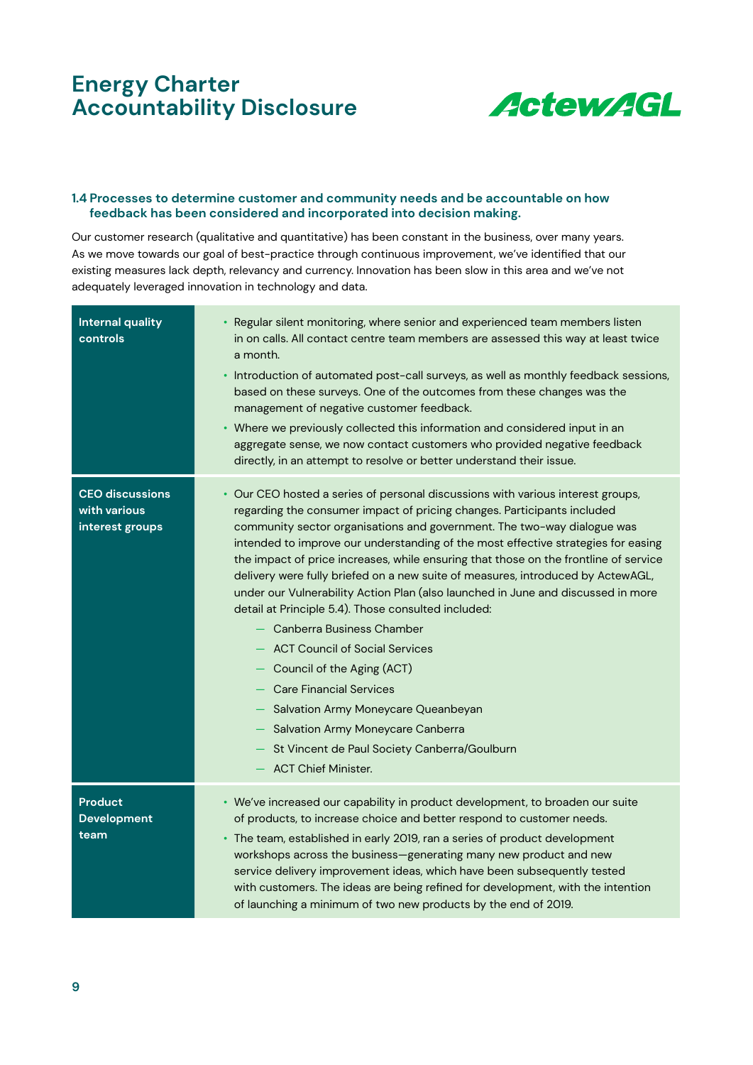### 1.4 Processes to determine customer and community needs and be accountable on how feedback has been considered and incorporated into decision making.

Our customer research (qualitative and quantitative) has been constant in the business, over many years. As we move towards our goal of best-practice through continuous improvement, we've identified that our existing measures lack depth, relevancy and currency. Innovation has been slow in this area and we've not adequately leveraged innovation in technology and data.

| | |
|---|---|
| **Internal quality controls** | • Regular silent monitoring, where senior and experienced team members listen in on calls. All contact centre team members are assessed this way at least twice a month.<br>• Introduction of automated post-call surveys, as well as monthly feedback sessions, based on these surveys. One of the outcomes from these changes was the management of negative customer feedback.<br>• Where we previously collected this information and considered input in an aggregate sense, we now contact customers who provided negative feedback directly, in an attempt to resolve or better understand their issue. |
| **CEO discussions with various interest groups** | • Our CEO hosted a series of personal discussions with various interest groups, regarding the consumer impact of pricing changes. Participants included community sector organisations and government. The two-way dialogue was intended to improve our understanding of the most effective strategies for easing the impact of price increases, while ensuring that those on the frontline of service delivery were fully briefed on a new suite of measures, introduced by ActewAGL, under our Vulnerability Action Plan (also launched in June and discussed in more detail at Principle 5.4). Those consulted included:<br>— Canberra Business Chamber<br>— ACT Council of Social Services<br>— Council of the Aging (ACT)<br>— Care Financial Services<br>— Salvation Army Moneycare Queanbeyan<br>— Salvation Army Moneycare Canberra<br>— St Vincent de Paul Society Canberra/Goulburn<br>— ACT Chief Minister. |
| **Product Development team** | • We've increased our capability in product development, to broaden our suite of products, to increase choice and better respond to customer needs.<br>• The team, established in early 2019, ran a series of product development workshops across the business—generating many new product and new service delivery improvement ideas, which have been subsequently tested with customers. The ideas are being refined for development, with the intention of launching a minimum of two new products by the end of 2019. |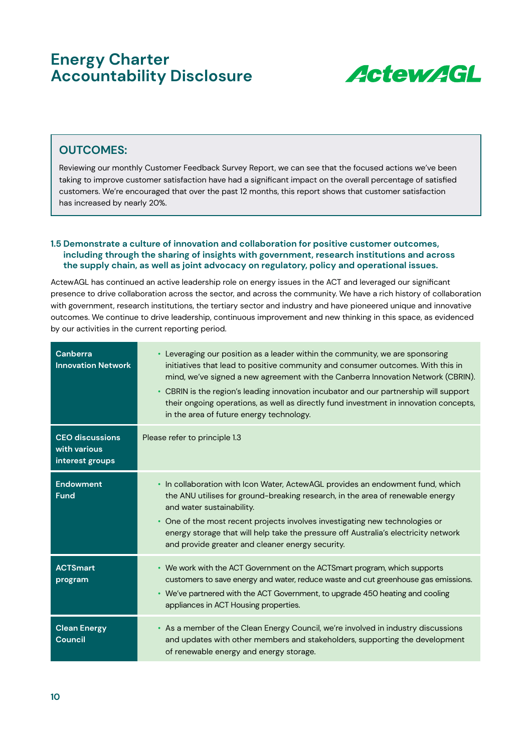## OUTCOMES:

Reviewing our monthly Customer Feedback Survey Report, we can see that the focused actions we've been taking to improve customer satisfaction have had a significant impact on the overall percentage of satisfied customers. We're encouraged that over the past 12 months, this report shows that customer satisfaction has increased by nearly 20%.

### 1.5 Demonstrate a culture of innovation and collaboration for positive customer outcomes, including through the sharing of insights with government, research institutions and across the supply chain, as well as joint advocacy on regulatory, policy and operational issues.

ActewAGL has continued an active leadership role on energy issues in the ACT and leveraged our significant presence to drive collaboration across the sector, and across the community. We have a rich history of collaboration with government, research institutions, the tertiary sector and industry and have pioneered unique and innovative outcomes. We continue to drive leadership, continuous improvement and new thinking in this space, as evidenced by our activities in the current reporting period.

| | |
|---|---|
| **Canberra Innovation Network** | • Leveraging our position as a leader within the community, we are sponsoring initiatives that lead to positive community and consumer outcomes. With this in mind, we've signed a new agreement with the Canberra Innovation Network (CBRIN).<br>• CBRIN is the region's leading innovation incubator and our partnership will support their ongoing operations, as well as directly fund investment in innovation concepts, in the area of future energy technology. |
| **CEO discussions with various interest groups** | Please refer to principle 1.3 |
| **Endowment Fund** | • In collaboration with Icon Water, ActewAGL provides an endowment fund, which the ANU utilises for ground-breaking research, in the area of renewable energy and water sustainability.<br>• One of the most recent projects involves investigating new technologies or energy storage that will help take the pressure off Australia's electricity network and provide greater and cleaner energy security. |
| **ACTSmart program** | • We work with the ACT Government on the ACTSmart program, which supports customers to save energy and water, reduce waste and cut greenhouse gas emissions.<br>• We've partnered with the ACT Government, to upgrade 450 heating and cooling appliances in ACT Housing properties. |
| **Clean Energy Council** | • As a member of the Clean Energy Council, we're involved in industry discussions and updates with other members and stakeholders, supporting the development of renewable energy and energy storage. |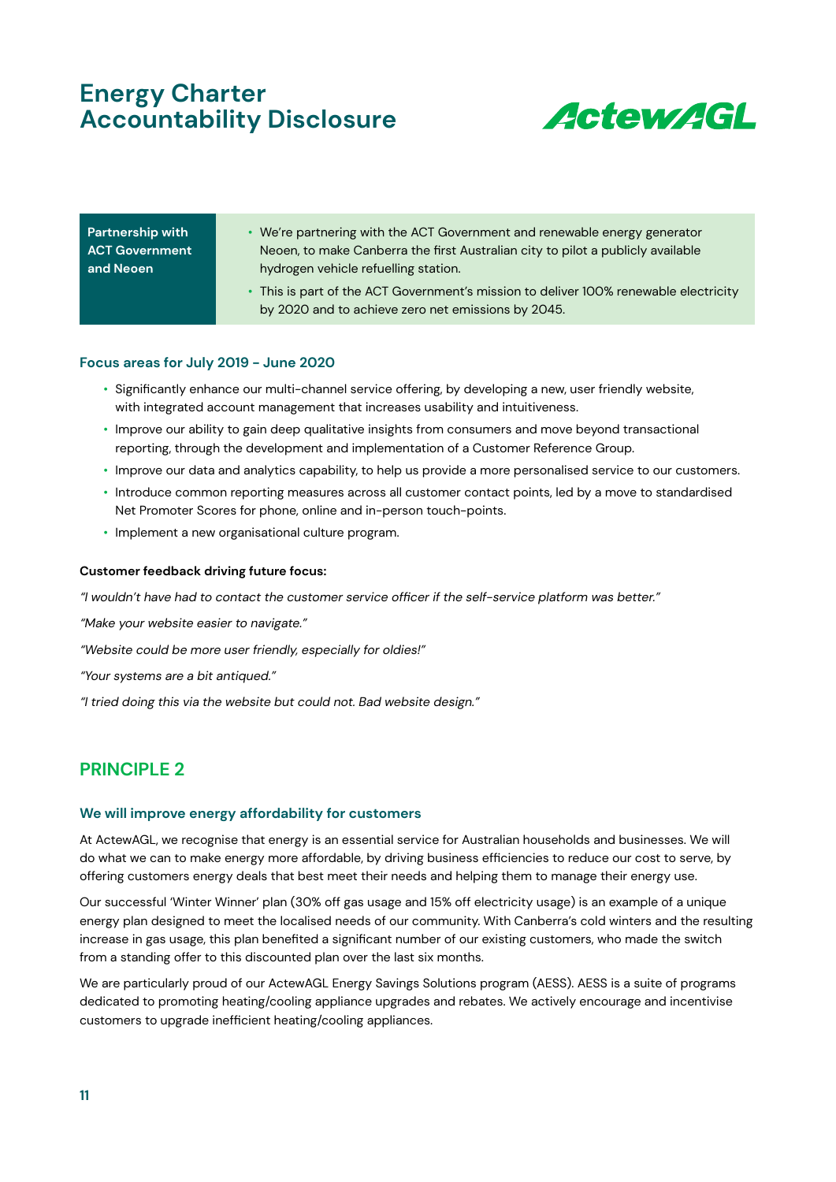| Partnership with ACT Government and Neoen | • We're partnering with the ACT Government and renewable energy generator Neoen, to make Canberra the first Australian city to pilot a publicly available hydrogen vehicle refuelling station.<br>• This is part of the ACT Government's mission to deliver 100% renewable electricity by 2020 and to achieve zero net emissions by 2045. |
|---|---|

### Focus areas for July 2019 - June 2020

- Significantly enhance our multi-channel service offering, by developing a new, user friendly website, with integrated account management that increases usability and intuitiveness.
- Improve our ability to gain deep qualitative insights from consumers and move beyond transactional reporting, through the development and implementation of a Customer Reference Group.
- Improve our data and analytics capability, to help us provide a more personalised service to our customers.
- Introduce common reporting measures across all customer contact points, led by a move to standardised Net Promoter Scores for phone, online and in-person touch-points.
- Implement a new organisational culture program.

**Customer feedback driving future focus:**

*"I wouldn't have had to contact the customer service officer if the self-service platform was better."*

*"Make your website easier to navigate."*

*"Website could be more user friendly, especially for oldies!"*

*"Your systems are a bit antiqued."*

*"I tried doing this via the website but could not. Bad website design."*

## PRINCIPLE 2

### We will improve energy affordability for customers

At ActewAGL, we recognise that energy is an essential service for Australian households and businesses. We will do what we can to make energy more affordable, by driving business efficiencies to reduce our cost to serve, by offering customers energy deals that best meet their needs and helping them to manage their energy use.

Our successful 'Winter Winner' plan (30% off gas usage and 15% off electricity usage) is an example of a unique energy plan designed to meet the localised needs of our community. With Canberra's cold winters and the resulting increase in gas usage, this plan benefited a significant number of our existing customers, who made the switch from a standing offer to this discounted plan over the last six months.

We are particularly proud of our ActewAGL Energy Savings Solutions program (AESS). AESS is a suite of programs dedicated to promoting heating/cooling appliance upgrades and rebates. We actively encourage and incentivise customers to upgrade inefficient heating/cooling appliances.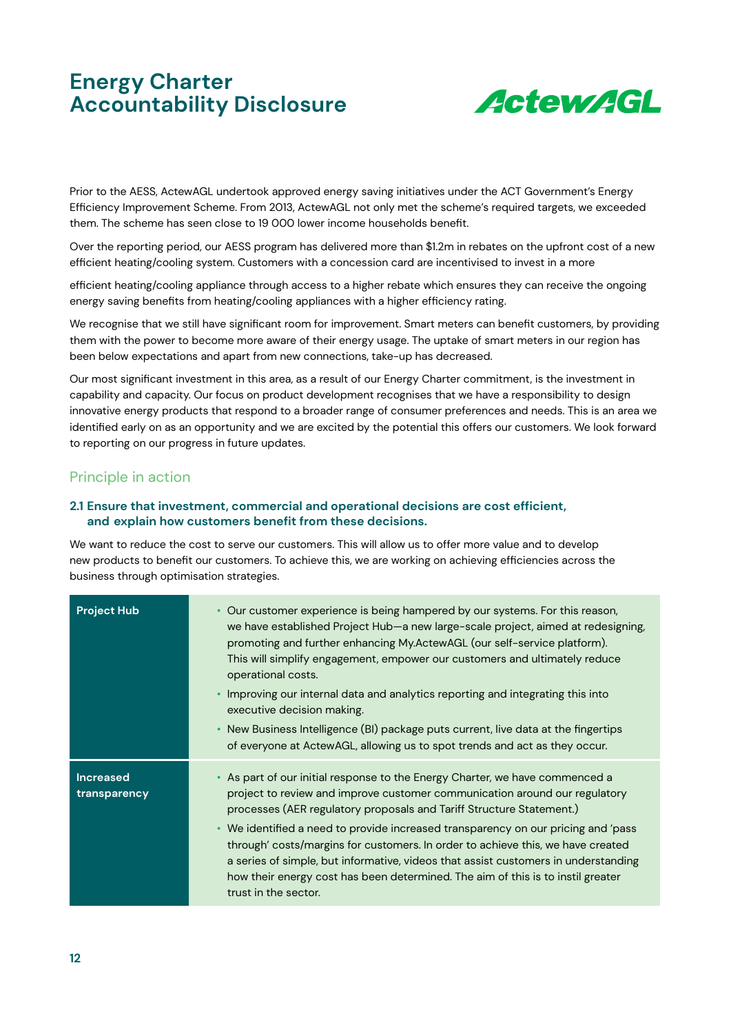Prior to the AESS, ActewAGL undertook approved energy saving initiatives under the ACT Government's Energy Efficiency Improvement Scheme. From 2013, ActewAGL not only met the scheme's required targets, we exceeded them. The scheme has seen close to 19 000 lower income households benefit.

Over the reporting period, our AESS program has delivered more than $1.2m in rebates on the upfront cost of a new efficient heating/cooling system. Customers with a concession card are incentivised to invest in a more efficient heating/cooling appliance through access to a higher rebate which ensures they can receive the ongoing energy saving benefits from heating/cooling appliances with a higher efficiency rating.

We recognise that we still have significant room for improvement. Smart meters can benefit customers, by providing them with the power to become more aware of their energy usage. The uptake of smart meters in our region has been below expectations and apart from new connections, take-up has decreased.

Our most significant investment in this area, as a result of our Energy Charter commitment, is the investment in capability and capacity. Our focus on product development recognises that we have a responsibility to design innovative energy products that respond to a broader range of consumer preferences and needs. This is an area we identified early on as an opportunity and we are excited by the potential this offers our customers. We look forward to reporting on our progress in future updates.

## Principle in action

### 2.1 Ensure that investment, commercial and operational decisions are cost efficient, and explain how customers benefit from these decisions.

We want to reduce the cost to serve our customers. This will allow us to offer more value and to develop new products to benefit our customers. To achieve this, we are working on achieving efficiencies across the business through optimisation strategies.

| | |
|---|---|
| **Project Hub** | • Our customer experience is being hampered by our systems. For this reason, we have established Project Hub—a new large-scale project, aimed at redesigning, promoting and further enhancing My.ActewAGL (our self-service platform). This will simplify engagement, empower our customers and ultimately reduce operational costs.<br>• Improving our internal data and analytics reporting and integrating this into executive decision making.<br>• New Business Intelligence (BI) package puts current, live data at the fingertips of everyone at ActewAGL, allowing us to spot trends and act as they occur. |
| **Increased transparency** | • As part of our initial response to the Energy Charter, we have commenced a project to review and improve customer communication around our regulatory processes (AER regulatory proposals and Tariff Structure Statement.)<br>• We identified a need to provide increased transparency on our pricing and 'pass through' costs/margins for customers. In order to achieve this, we have created a series of simple, but informative, videos that assist customers in understanding how their energy cost has been determined. The aim of this is to instil greater trust in the sector. |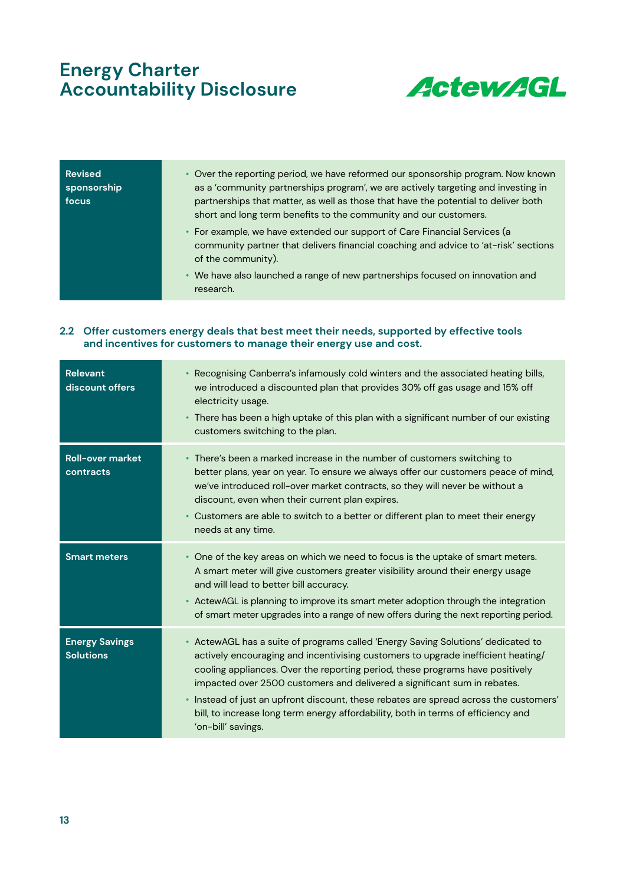| | |
|---|---|
| **Revised sponsorship focus** | • Over the reporting period, we have reformed our sponsorship program. Now known as a 'community partnerships program', we are actively targeting and investing in partnerships that matter, as well as those that have the potential to deliver both short and long term benefits to the community and our customers.<br>• For example, we have extended our support of Care Financial Services (a community partner that delivers financial coaching and advice to 'at-risk' sections of the community).<br>• We have also launched a range of new partnerships focused on innovation and research. |

### 2.2 Offer customers energy deals that best meet their needs, supported by effective tools and incentives for customers to manage their energy use and cost.

| | |
|---|---|
| **Relevant discount offers** | • Recognising Canberra's infamously cold winters and the associated heating bills, we introduced a discounted plan that provides 30% off gas usage and 15% off electricity usage.<br>• There has been a high uptake of this plan with a significant number of our existing customers switching to the plan. |
| **Roll-over market contracts** | • There's been a marked increase in the number of customers switching to better plans, year on year. To ensure we always offer our customers peace of mind, we've introduced roll-over market contracts, so they will never be without a discount, even when their current plan expires.<br>• Customers are able to switch to a better or different plan to meet their energy needs at any time. |
| **Smart meters** | • One of the key areas on which we need to focus is the uptake of smart meters. A smart meter will give customers greater visibility around their energy usage and will lead to better bill accuracy.<br>• ActewAGL is planning to improve its smart meter adoption through the integration of smart meter upgrades into a range of new offers during the next reporting period. |
| **Energy Savings Solutions** | • ActewAGL has a suite of programs called 'Energy Saving Solutions' dedicated to actively encouraging and incentivising customers to upgrade inefficient heating/cooling appliances. Over the reporting period, these programs have positively impacted over 2500 customers and delivered a significant sum in rebates.<br>• Instead of just an upfront discount, these rebates are spread across the customers' bill, to increase long term energy affordability, both in terms of efficiency and 'on-bill' savings. |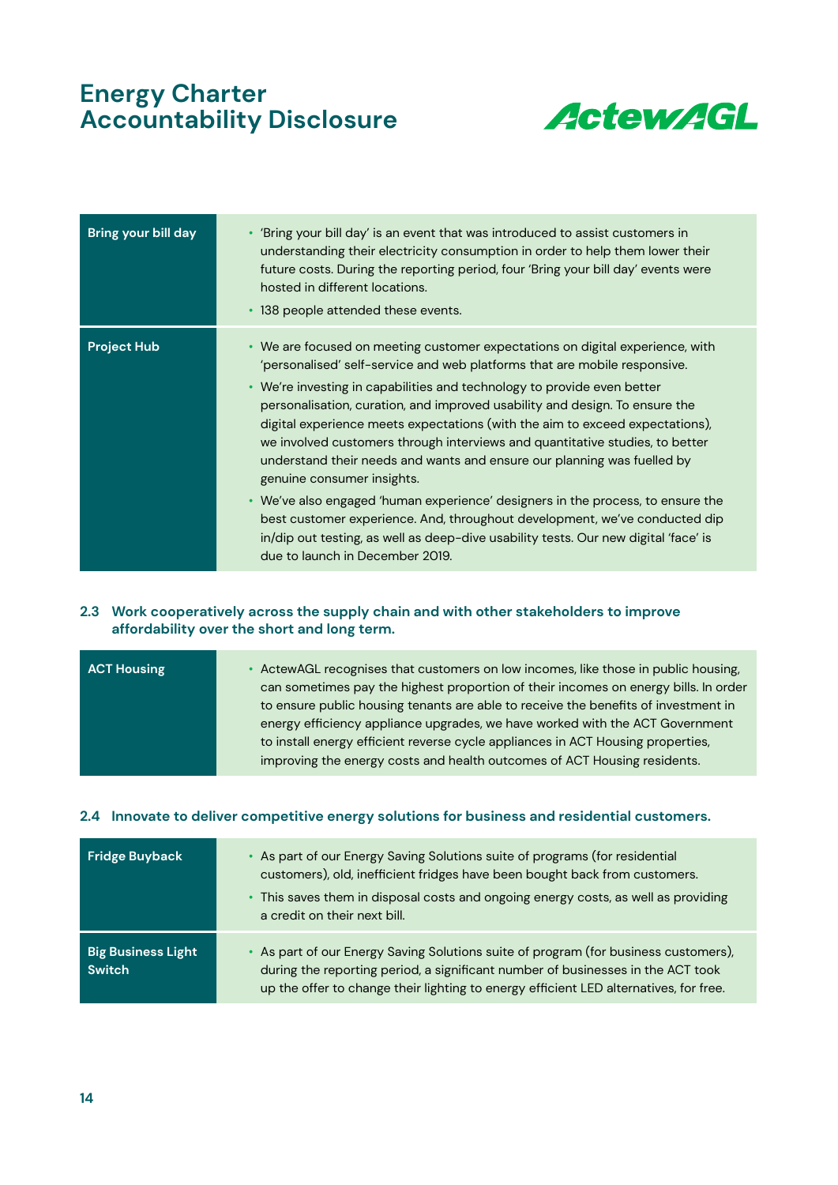| | |
|---|---|
| **Bring your bill day** | • 'Bring your bill day' is an event that was introduced to assist customers in understanding their electricity consumption in order to help them lower their future costs. During the reporting period, four 'Bring your bill day' events were hosted in different locations.<br>• 138 people attended these events. |
| **Project Hub** | • We are focused on meeting customer expectations on digital experience, with 'personalised' self-service and web platforms that are mobile responsive.<br>• We're investing in capabilities and technology to provide even better personalisation, curation, and improved usability and design. To ensure the digital experience meets expectations (with the aim to exceed expectations), we involved customers through interviews and quantitative studies, to better understand their needs and wants and ensure our planning was fuelled by genuine consumer insights.<br>• We've also engaged 'human experience' designers in the process, to ensure the best customer experience. And, throughout development, we've conducted dip in/dip out testing, as well as deep-dive usability tests. Our new digital 'face' is due to launch in December 2019. |

### 2.3 Work cooperatively across the supply chain and with other stakeholders to improve affordability over the short and long term.

| | |
|---|---|
| **ACT Housing** | • ActewAGL recognises that customers on low incomes, like those in public housing, can sometimes pay the highest proportion of their incomes on energy bills. In order to ensure public housing tenants are able to receive the benefits of investment in energy efficiency appliance upgrades, we have worked with the ACT Government to install energy efficient reverse cycle appliances in ACT Housing properties, improving the energy costs and health outcomes of ACT Housing residents. |

### 2.4 Innovate to deliver competitive energy solutions for business and residential customers.

| | |
|---|---|
| **Fridge Buyback** | • As part of our Energy Saving Solutions suite of programs (for residential customers), old, inefficient fridges have been bought back from customers.<br>• This saves them in disposal costs and ongoing energy costs, as well as providing a credit on their next bill. |
| **Big Business Light Switch** | • As part of our Energy Saving Solutions suite of program (for business customers), during the reporting period, a significant number of businesses in the ACT took up the offer to change their lighting to energy efficient LED alternatives, for free. |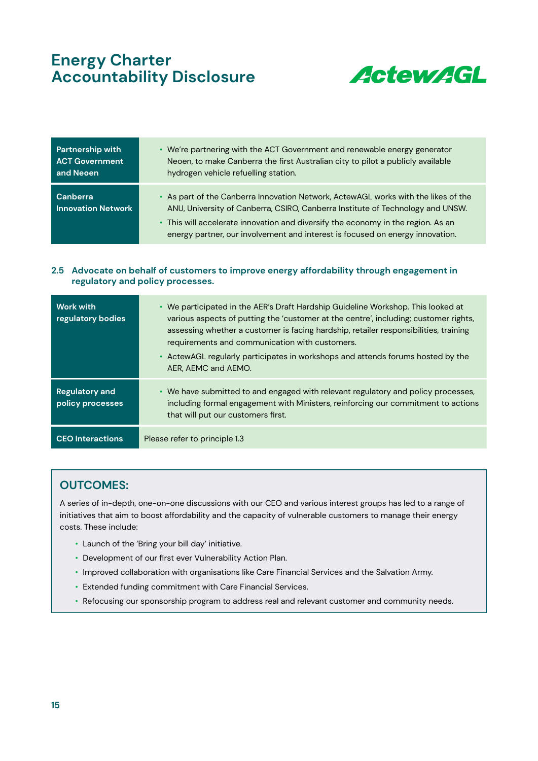| | |
|---|---|
| **Partnership with ACT Government and Neoen** | • We're partnering with the ACT Government and renewable energy generator Neoen, to make Canberra the first Australian city to pilot a publicly available hydrogen vehicle refuelling station. |
| **Canberra Innovation Network** | • As part of the Canberra Innovation Network, ActewAGL works with the likes of the ANU, University of Canberra, CSIRO, Canberra Institute of Technology and UNSW. • This will accelerate innovation and diversify the economy in the region. As an energy partner, our involvement and interest is focused on energy innovation. |

### 2.5 Advocate on behalf of customers to improve energy affordability through engagement in regulatory and policy processes.

| | |
|---|---|
| **Work with regulatory bodies** | • We participated in the AER's Draft Hardship Guideline Workshop. This looked at various aspects of putting the 'customer at the centre', including; customer rights, assessing whether a customer is facing hardship, retailer responsibilities, training requirements and communication with customers. • ActewAGL regularly participates in workshops and attends forums hosted by the AER, AEMC and AEMO. |
| **Regulatory and policy processes** | • We have submitted to and engaged with relevant regulatory and policy processes, including formal engagement with Ministers, reinforcing our commitment to actions that will put our customers first. |
| **CEO Interactions** | Please refer to principle 1.3 |

## OUTCOMES:

A series of in-depth, one-on-one discussions with our CEO and various interest groups has led to a range of initiatives that aim to boost affordability and the capacity of vulnerable customers to manage their energy costs. These include:

- Launch of the 'Bring your bill day' initiative.
- Development of our first ever Vulnerability Action Plan.
- Improved collaboration with organisations like Care Financial Services and the Salvation Army.
- Extended funding commitment with Care Financial Services.
- Refocusing our sponsorship program to address real and relevant customer and community needs.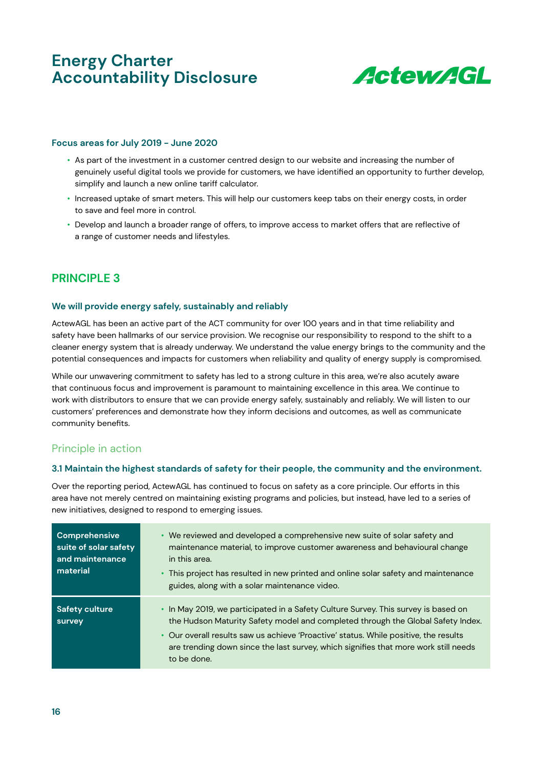### Focus areas for July 2019 – June 2020

- As part of the investment in a customer centred design to our website and increasing the number of genuinely useful digital tools we provide for customers, we have identified an opportunity to further develop, simplify and launch a new online tariff calculator.
- Increased uptake of smart meters. This will help our customers keep tabs on their energy costs, in order to save and feel more in control.
- Develop and launch a broader range of offers, to improve access to market offers that are reflective of a range of customer needs and lifestyles.

## PRINCIPLE 3

### We will provide energy safely, sustainably and reliably

ActewAGL has been an active part of the ACT community for over 100 years and in that time reliability and safety have been hallmarks of our service provision. We recognise our responsibility to respond to the shift to a cleaner energy system that is already underway. We understand the value energy brings to the community and the potential consequences and impacts for customers when reliability and quality of energy supply is compromised.

While our unwavering commitment to safety has led to a strong culture in this area, we're also acutely aware that continuous focus and improvement is paramount to maintaining excellence in this area. We continue to work with distributors to ensure that we can provide energy safely, sustainably and reliably. We will listen to our customers' preferences and demonstrate how they inform decisions and outcomes, as well as communicate community benefits.

### Principle in action

#### 3.1 Maintain the highest standards of safety for their people, the community and the environment.

Over the reporting period, ActewAGL has continued to focus on safety as a core principle. Our efforts in this area have not merely centred on maintaining existing programs and policies, but instead, have led to a series of new initiatives, designed to respond to emerging issues.

| | |
|---|---|
| **Comprehensive suite of solar safety and maintenance material** | • We reviewed and developed a comprehensive new suite of solar safety and maintenance material, to improve customer awareness and behavioural change in this area.<br>• This project has resulted in new printed and online solar safety and maintenance guides, along with a solar maintenance video. |
| **Safety culture survey** | • In May 2019, we participated in a Safety Culture Survey. This survey is based on the Hudson Maturity Safety model and completed through the Global Safety Index.<br>• Our overall results saw us achieve 'Proactive' status. While positive, the results are trending down since the last survey, which signifies that more work still needs to be done. |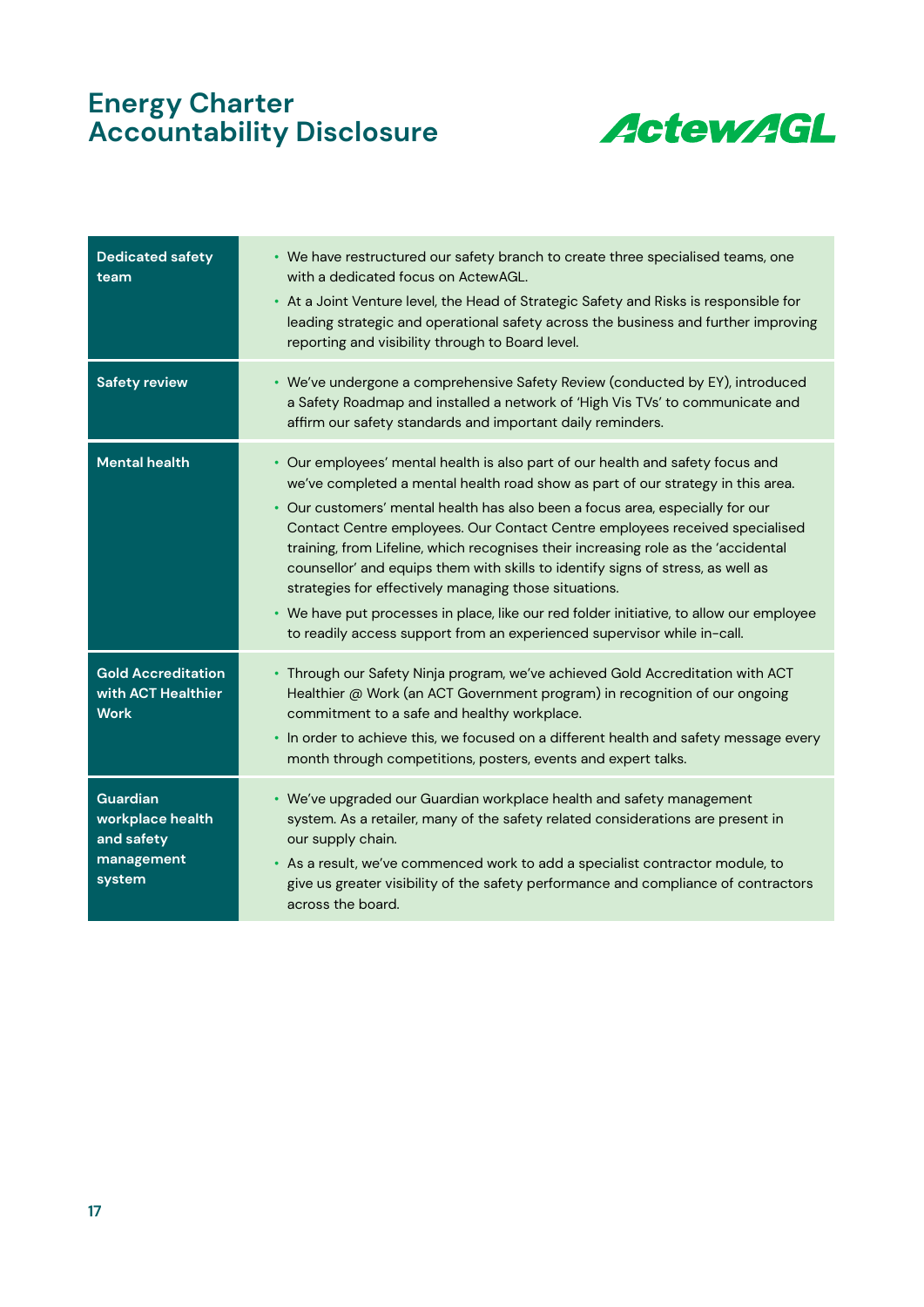# Energy Charter Accountability Disclosure

| | |
|---|---|
| **Dedicated safety team** | • We have restructured our safety branch to create three specialised teams, one with a dedicated focus on ActewAGL.<br>• At a Joint Venture level, the Head of Strategic Safety and Risks is responsible for leading strategic and operational safety across the business and further improving reporting and visibility through to Board level. |
| **Safety review** | • We've undergone a comprehensive Safety Review (conducted by EY), introduced a Safety Roadmap and installed a network of 'High Vis TVs' to communicate and affirm our safety standards and important daily reminders. |
| **Mental health** | • Our employees' mental health is also part of our health and safety focus and we've completed a mental health road show as part of our strategy in this area.<br>• Our customers' mental health has also been a focus area, especially for our Contact Centre employees. Our Contact Centre employees received specialised training, from Lifeline, which recognises their increasing role as the 'accidental counsellor' and equips them with skills to identify signs of stress, as well as strategies for effectively managing those situations.<br>• We have put processes in place, like our red folder initiative, to allow our employee to readily access support from an experienced supervisor while in-call. |
| **Gold Accreditation with ACT Healthier Work** | • Through our Safety Ninja program, we've achieved Gold Accreditation with ACT Healthier @ Work (an ACT Government program) in recognition of our ongoing commitment to a safe and healthy workplace.<br>• In order to achieve this, we focused on a different health and safety message every month through competitions, posters, events and expert talks. |
| **Guardian workplace health and safety management system** | • We've upgraded our Guardian workplace health and safety management system. As a retailer, many of the safety related considerations are present in our supply chain.<br>• As a result, we've commenced work to add a specialist contractor module, to give us greater visibility of the safety performance and compliance of contractors across the board. |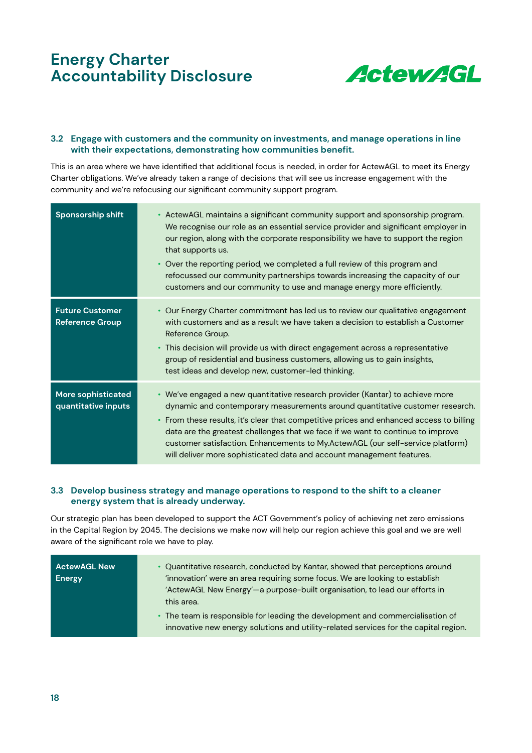### 3.2 Engage with customers and the community on investments, and manage operations in line with their expectations, demonstrating how communities benefit.

This is an area where we have identified that additional focus is needed, in order for ActewAGL to meet its Energy Charter obligations. We've already taken a range of decisions that will see us increase engagement with the community and we're refocusing our significant community support program.

| | |
|---|---|
| **Sponsorship shift** | • ActewAGL maintains a significant community support and sponsorship program. We recognise our role as an essential service provider and significant employer in our region, along with the corporate responsibility we have to support the region that supports us.<br>• Over the reporting period, we completed a full review of this program and refocussed our community partnerships towards increasing the capacity of our customers and our community to use and manage energy more efficiently. |
| **Future Customer Reference Group** | • Our Energy Charter commitment has led us to review our qualitative engagement with customers and as a result we have taken a decision to establish a Customer Reference Group.<br>• This decision will provide us with direct engagement across a representative group of residential and business customers, allowing us to gain insights, test ideas and develop new, customer-led thinking. |
| **More sophisticated quantitative inputs** | • We've engaged a new quantitative research provider (Kantar) to achieve more dynamic and contemporary measurements around quantitative customer research.<br>• From these results, it's clear that competitive prices and enhanced access to billing data are the greatest challenges that we face if we want to continue to improve customer satisfaction. Enhancements to My.ActewAGL (our self-service platform) will deliver more sophisticated data and account management features. |

### 3.3 Develop business strategy and manage operations to respond to the shift to a cleaner energy system that is already underway.

Our strategic plan has been developed to support the ACT Government's policy of achieving net zero emissions in the Capital Region by 2045. The decisions we make now will help our region achieve this goal and we are well aware of the significant role we have to play.

| | |
|---|---|
| **ActewAGL New Energy** | • Quantitative research, conducted by Kantar, showed that perceptions around 'innovation' were an area requiring some focus. We are looking to establish 'ActewAGL New Energy'—a purpose-built organisation, to lead our efforts in this area.<br>• The team is responsible for leading the development and commercialisation of innovative new energy solutions and utility-related services for the capital region. |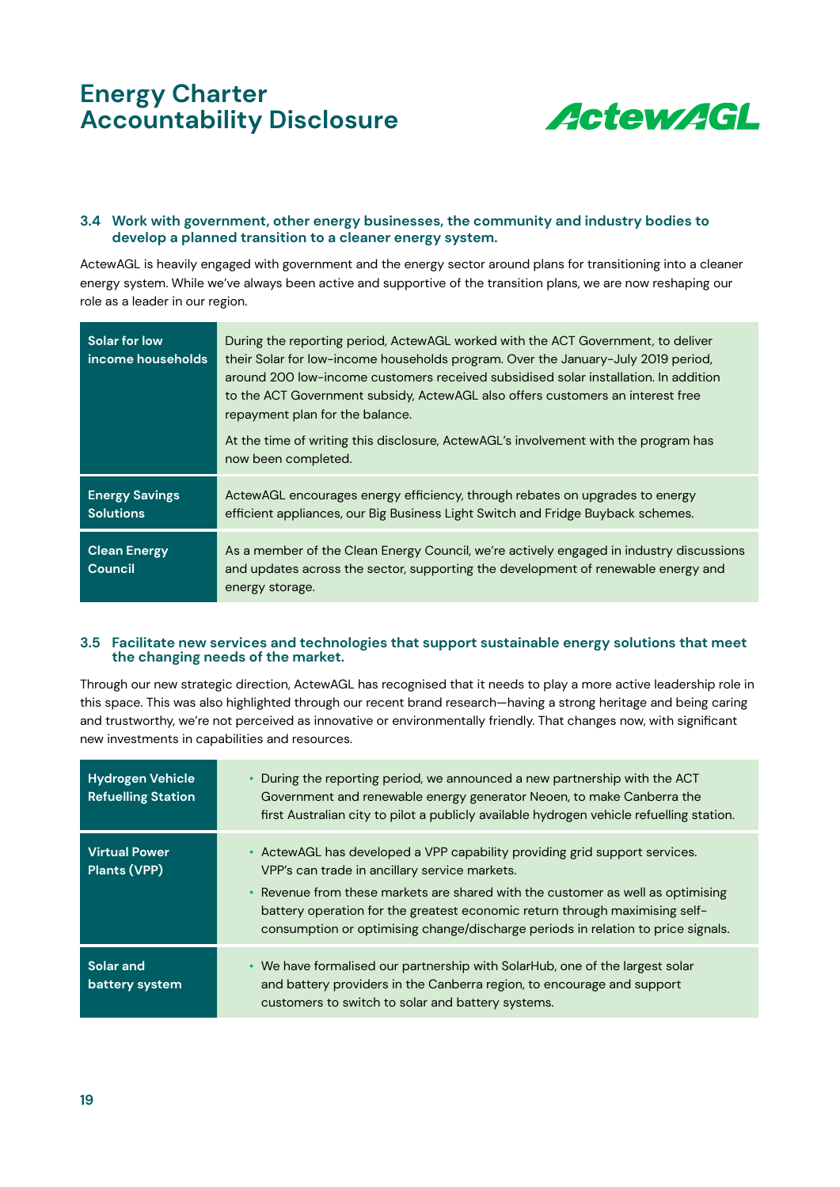## 3.4 Work with government, other energy businesses, the community and industry bodies to develop a planned transition to a cleaner energy system.

ActewAGL is heavily engaged with government and the energy sector around plans for transitioning into a cleaner energy system. While we've always been active and supportive of the transition plans, we are now reshaping our role as a leader in our region.

| | |
|---|---|
| **Solar for low income households** | During the reporting period, ActewAGL worked with the ACT Government, to deliver their Solar for low-income households program. Over the January-July 2019 period, around 200 low-income customers received subsidised solar installation. In addition to the ACT Government subsidy, ActewAGL also offers customers an interest free repayment plan for the balance.<br><br>At the time of writing this disclosure, ActewAGL's involvement with the program has now been completed. |
| **Energy Savings Solutions** | ActewAGL encourages energy efficiency, through rebates on upgrades to energy efficient appliances, our Big Business Light Switch and Fridge Buyback schemes. |
| **Clean Energy Council** | As a member of the Clean Energy Council, we're actively engaged in industry discussions and updates across the sector, supporting the development of renewable energy and energy storage. |

## 3.5 Facilitate new services and technologies that support sustainable energy solutions that meet the changing needs of the market.

Through our new strategic direction, ActewAGL has recognised that it needs to play a more active leadership role in this space. This was also highlighted through our recent brand research—having a strong heritage and being caring and trustworthy, we're not perceived as innovative or environmentally friendly. That changes now, with significant new investments in capabilities and resources.

| | |
|---|---|
| **Hydrogen Vehicle Refuelling Station** | • During the reporting period, we announced a new partnership with the ACT Government and renewable energy generator Neoen, to make Canberra the first Australian city to pilot a publicly available hydrogen vehicle refuelling station. |
| **Virtual Power Plants (VPP)** | • ActewAGL has developed a VPP capability providing grid support services. VPP's can trade in ancillary service markets.<br>• Revenue from these markets are shared with the customer as well as optimising battery operation for the greatest economic return through maximising self-consumption or optimising change/discharge periods in relation to price signals. |
| **Solar and battery system** | • We have formalised our partnership with SolarHub, one of the largest solar and battery providers in the Canberra region, to encourage and support customers to switch to solar and battery systems. |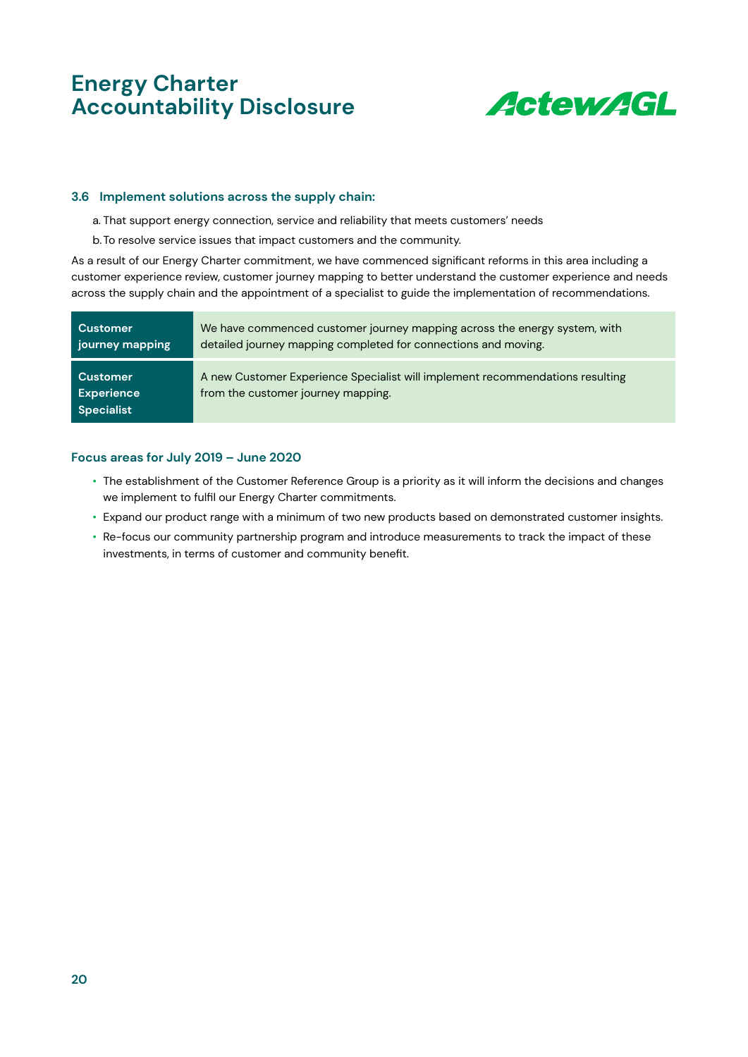### 3.6 Implement solutions across the supply chain:

a. That support energy connection, service and reliability that meets customers' needs

b. To resolve service issues that impact customers and the community.

As a result of our Energy Charter commitment, we have commenced significant reforms in this area including a customer experience review, customer journey mapping to better understand the customer experience and needs across the supply chain and the appointment of a specialist to guide the implementation of recommendations.

| | |
|---|---|
| **Customer journey mapping** | We have commenced customer journey mapping across the energy system, with detailed journey mapping completed for connections and moving. |
| **Customer Experience Specialist** | A new Customer Experience Specialist will implement recommendations resulting from the customer journey mapping. |

#### Focus areas for July 2019 – June 2020

- The establishment of the Customer Reference Group is a priority as it will inform the decisions and changes we implement to fulfil our Energy Charter commitments.
- Expand our product range with a minimum of two new products based on demonstrated customer insights.
- Re-focus our community partnership program and introduce measurements to track the impact of these investments, in terms of customer and community benefit.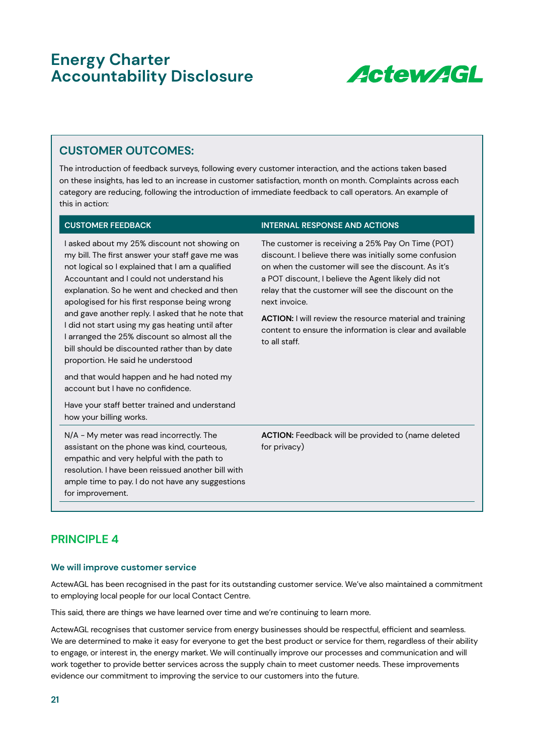## CUSTOMER OUTCOMES:

The introduction of feedback surveys, following every customer interaction, and the actions taken based on these insights, has led to an increase in customer satisfaction, month on month. Complaints across each category are reducing, following the introduction of immediate feedback to call operators. An example of this in action:

| CUSTOMER FEEDBACK | INTERNAL RESPONSE AND ACTIONS |
|---|---|
| I asked about my 25% discount not showing on my bill. The first answer your staff gave me was not logical so I explained that I am a qualified Accountant and I could not understand his explanation. So he went and checked and then apologised for his first response being wrong and gave another reply. I asked that he note that I did not start using my gas heating until after I arranged the 25% discount so almost all the bill should be discounted rather than by date proportion. He said he understood and that would happen and he had noted my account but I have no confidence. Have your staff better trained and understand how your billing works. | The customer is receiving a 25% Pay On Time (POT) discount. I believe there was initially some confusion on when the customer will see the discount. As it's a POT discount, I believe the Agent likely did not relay that the customer will see the discount on the next invoice. **ACTION:** I will review the resource material and training content to ensure the information is clear and available to all staff. |
| N/A - My meter was read incorrectly. The assistant on the phone was kind, courteous, empathic and very helpful with the path to resolution. I have been reissued another bill with ample time to pay. I do not have any suggestions for improvement. | **ACTION:** Feedback will be provided to (name deleted for privacy) |

## PRINCIPLE 4

### We will improve customer service

ActewAGL has been recognised in the past for its outstanding customer service. We've also maintained a commitment to employing local people for our local Contact Centre.

This said, there are things we have learned over time and we're continuing to learn more.

ActewAGL recognises that customer service from energy businesses should be respectful, efficient and seamless. We are determined to make it easy for everyone to get the best product or service for them, regardless of their ability to engage, or interest in, the energy market. We will continually improve our processes and communication and will work together to provide better services across the supply chain to meet customer needs. These improvements evidence our commitment to improving the service to our customers into the future.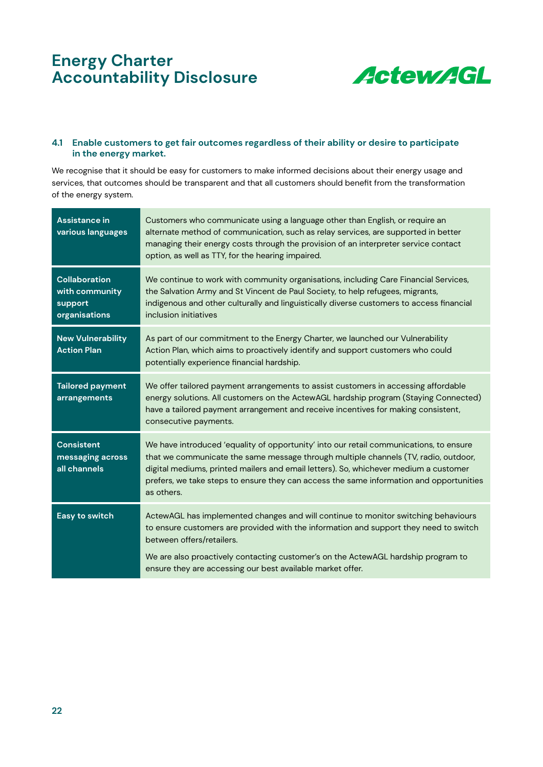### 4.1 Enable customers to get fair outcomes regardless of their ability or desire to participate in the energy market.

We recognise that it should be easy for customers to make informed decisions about their energy usage and services, that outcomes should be transparent and that all customers should benefit from the transformation of the energy system.

| | |
|---|---|
| **Assistance in various languages** | Customers who communicate using a language other than English, or require an alternate method of communication, such as relay services, are supported in better managing their energy costs through the provision of an interpreter service contact option, as well as TTY, for the hearing impaired. |
| **Collaboration with community support organisations** | We continue to work with community organisations, including Care Financial Services, the Salvation Army and St Vincent de Paul Society, to help refugees, migrants, indigenous and other culturally and linguistically diverse customers to access financial inclusion initiatives |
| **New Vulnerability Action Plan** | As part of our commitment to the Energy Charter, we launched our Vulnerability Action Plan, which aims to proactively identify and support customers who could potentially experience financial hardship. |
| **Tailored payment arrangements** | We offer tailored payment arrangements to assist customers in accessing affordable energy solutions. All customers on the ActewAGL hardship program (Staying Connected) have a tailored payment arrangement and receive incentives for making consistent, consecutive payments. |
| **Consistent messaging across all channels** | We have introduced 'equality of opportunity' into our retail communications, to ensure that we communicate the same message through multiple channels (TV, radio, outdoor, digital mediums, printed mailers and email letters). So, whichever medium a customer prefers, we take steps to ensure they can access the same information and opportunities as others. |
| **Easy to switch** | ActewAGL has implemented changes and will continue to monitor switching behaviours to ensure customers are provided with the information and support they need to switch between offers/retailers.<br><br>We are also proactively contacting customer's on the ActewAGL hardship program to ensure they are accessing our best available market offer. |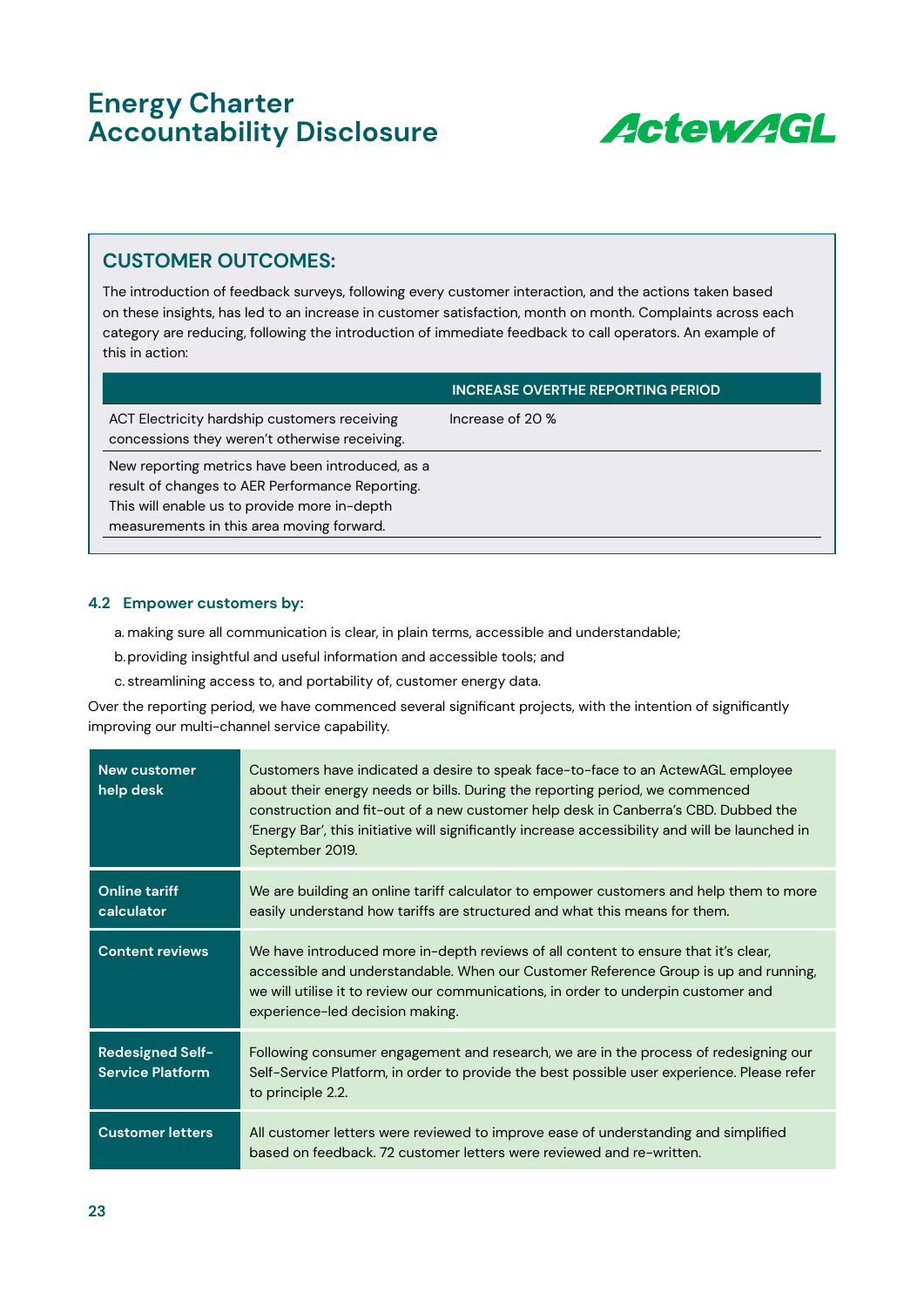## CUSTOMER OUTCOMES:

The introduction of feedback surveys, following every customer interaction, and the actions taken based on these insights, has led to an increase in customer satisfaction, month on month. Complaints across each category are reducing, following the introduction of immediate feedback to call operators. An example of this in action:

| | INCREASE OVERTHE REPORTING PERIOD |
|---|---|
| ACT Electricity hardship customers receiving concessions they weren't otherwise receiving. | Increase of 20 % |
| New reporting metrics have been introduced, as a result of changes to AER Performance Reporting. This will enable us to provide more in-depth measurements in this area moving forward. | |

### 4.2 Empower customers by:

a. making sure all communication is clear, in plain terms, accessible and understandable;

b. providing insightful and useful information and accessible tools; and

c. streamlining access to, and portability of, customer energy data.

Over the reporting period, we have commenced several significant projects, with the intention of significantly improving our multi-channel service capability.

| | |
|---|---|
| **New customer help desk** | Customers have indicated a desire to speak face-to-face to an ActewAGL employee about their energy needs or bills. During the reporting period, we commenced construction and fit-out of a new customer help desk in Canberra's CBD. Dubbed the 'Energy Bar', this initiative will significantly increase accessibility and will be launched in September 2019. |
| **Online tariff calculator** | We are building an online tariff calculator to empower customers and help them to more easily understand how tariffs are structured and what this means for them. |
| **Content reviews** | We have introduced more in-depth reviews of all content to ensure that it's clear, accessible and understandable. When our Customer Reference Group is up and running, we will utilise it to review our communications, in order to underpin customer and experience-led decision making. |
| **Redesigned Self-Service Platform** | Following consumer engagement and research, we are in the process of redesigning our Self-Service Platform, in order to provide the best possible user experience. Please refer to principle 2.2. |
| **Customer letters** | All customer letters were reviewed to improve ease of understanding and simplified based on feedback. 72 customer letters were reviewed and re-written. |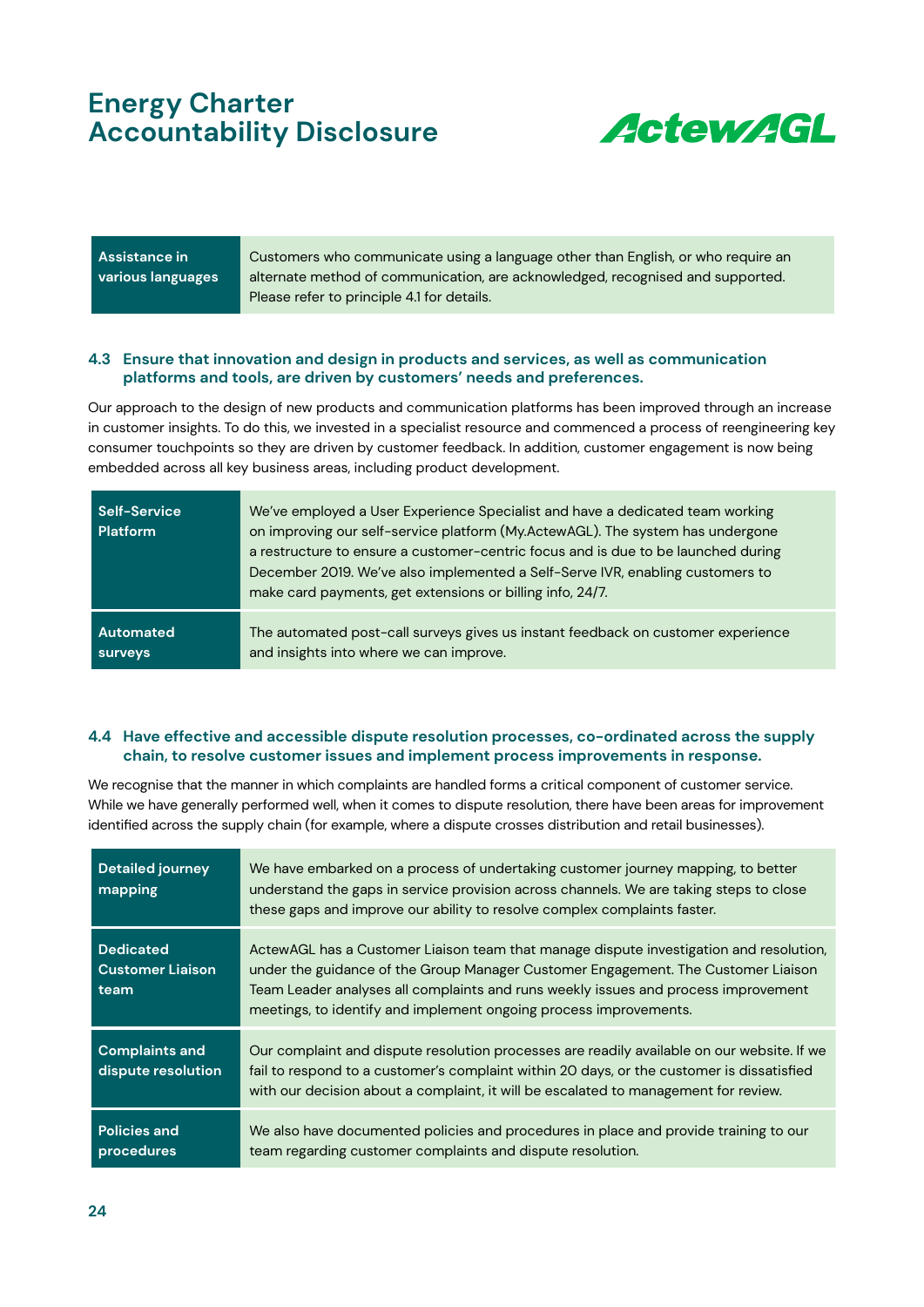| | |
|---|---|
| **Assistance in various languages** | Customers who communicate using a language other than English, or who require an alternate method of communication, are acknowledged, recognised and supported. Please refer to principle 4.1 for details. |

### 4.3 Ensure that innovation and design in products and services, as well as communication platforms and tools, are driven by customers' needs and preferences.

Our approach to the design of new products and communication platforms has been improved through an increase in customer insights. To do this, we invested in a specialist resource and commenced a process of reengineering key consumer touchpoints so they are driven by customer feedback. In addition, customer engagement is now being embedded across all key business areas, including product development.

| | |
|---|---|
| **Self-Service Platform** | We've employed a User Experience Specialist and have a dedicated team working on improving our self-service platform (My.ActewAGL). The system has undergone a restructure to ensure a customer-centric focus and is due to be launched during December 2019. We've also implemented a Self-Serve IVR, enabling customers to make card payments, get extensions or billing info, 24/7. |
| **Automated surveys** | The automated post-call surveys gives us instant feedback on customer experience and insights into where we can improve. |

### 4.4 Have effective and accessible dispute resolution processes, co-ordinated across the supply chain, to resolve customer issues and implement process improvements in response.

We recognise that the manner in which complaints are handled forms a critical component of customer service. While we have generally performed well, when it comes to dispute resolution, there have been areas for improvement identified across the supply chain (for example, where a dispute crosses distribution and retail businesses).

| | |
|---|---|
| **Detailed journey mapping** | We have embarked on a process of undertaking customer journey mapping, to better understand the gaps in service provision across channels. We are taking steps to close these gaps and improve our ability to resolve complex complaints faster. |
| **Dedicated Customer Liaison team** | ActewAGL has a Customer Liaison team that manage dispute investigation and resolution, under the guidance of the Group Manager Customer Engagement. The Customer Liaison Team Leader analyses all complaints and runs weekly issues and process improvement meetings, to identify and implement ongoing process improvements. |
| **Complaints and dispute resolution** | Our complaint and dispute resolution processes are readily available on our website. If we fail to respond to a customer's complaint within 20 days, or the customer is dissatisfied with our decision about a complaint, it will be escalated to management for review. |
| **Policies and procedures** | We also have documented policies and procedures in place and provide training to our team regarding customer complaints and dispute resolution. |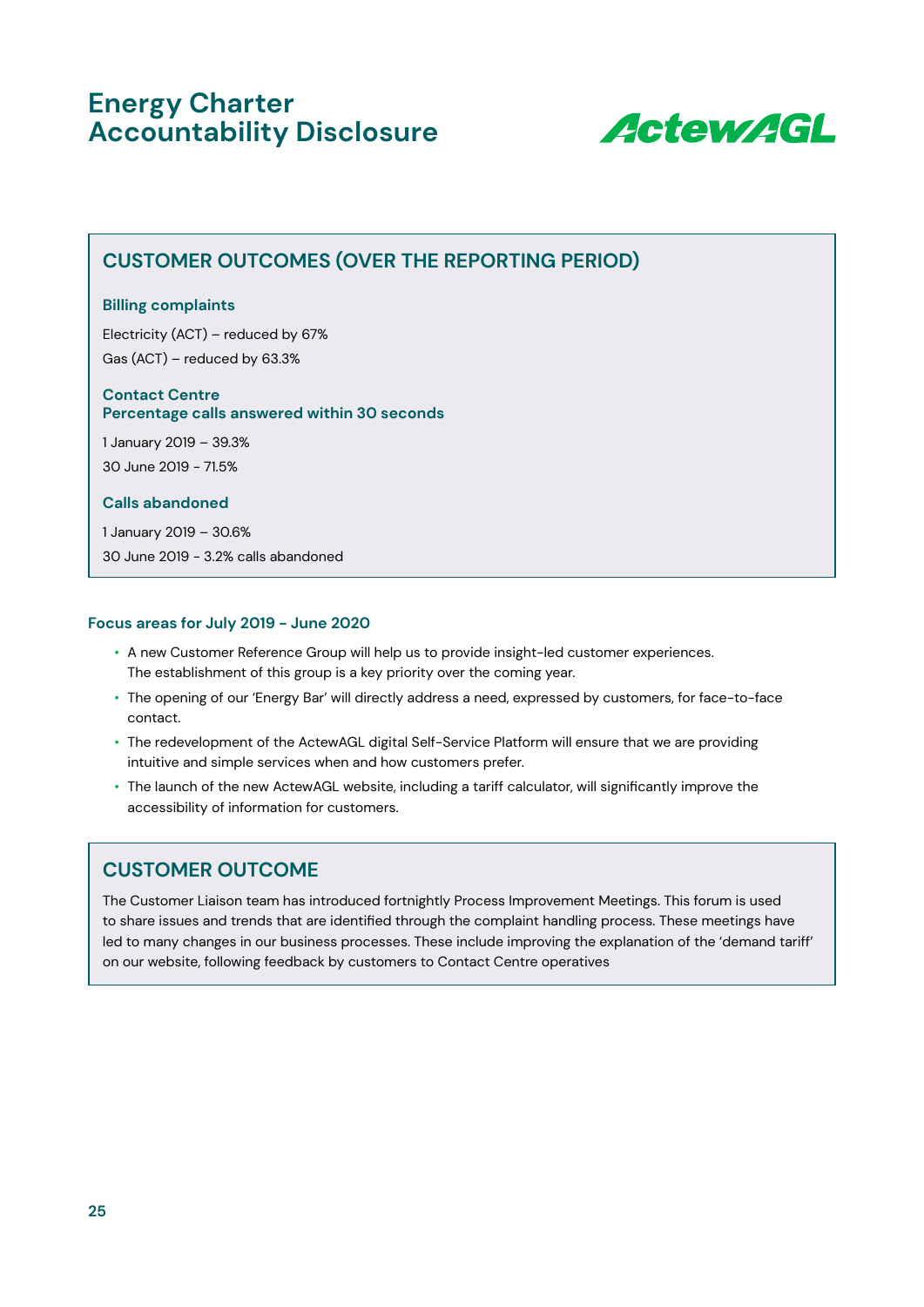# Energy Charter Accountability Disclosure

ActewAGL

## CUSTOMER OUTCOMES (OVER THE REPORTING PERIOD)

### Billing complaints

Electricity (ACT) – reduced by 67%

Gas (ACT) – reduced by 63.3%

### Contact Centre
### Percentage calls answered within 30 seconds

1 January 2019 – 39.3%

30 June 2019 - 71.5%

### Calls abandoned

1 January 2019 – 30.6%

30 June 2019 - 3.2% calls abandoned

### Focus areas for July 2019 - June 2020

- A new Customer Reference Group will help us to provide insight-led customer experiences. The establishment of this group is a key priority over the coming year.
- The opening of our 'Energy Bar' will directly address a need, expressed by customers, for face-to-face contact.
- The redevelopment of the ActewAGL digital Self-Service Platform will ensure that we are providing intuitive and simple services when and how customers prefer.
- The launch of the new ActewAGL website, including a tariff calculator, will significantly improve the accessibility of information for customers.

## CUSTOMER OUTCOME

The Customer Liaison team has introduced fortnightly Process Improvement Meetings. This forum is used to share issues and trends that are identified through the complaint handling process. These meetings have led to many changes in our business processes. These include improving the explanation of the 'demand tariff' on our website, following feedback by customers to Contact Centre operatives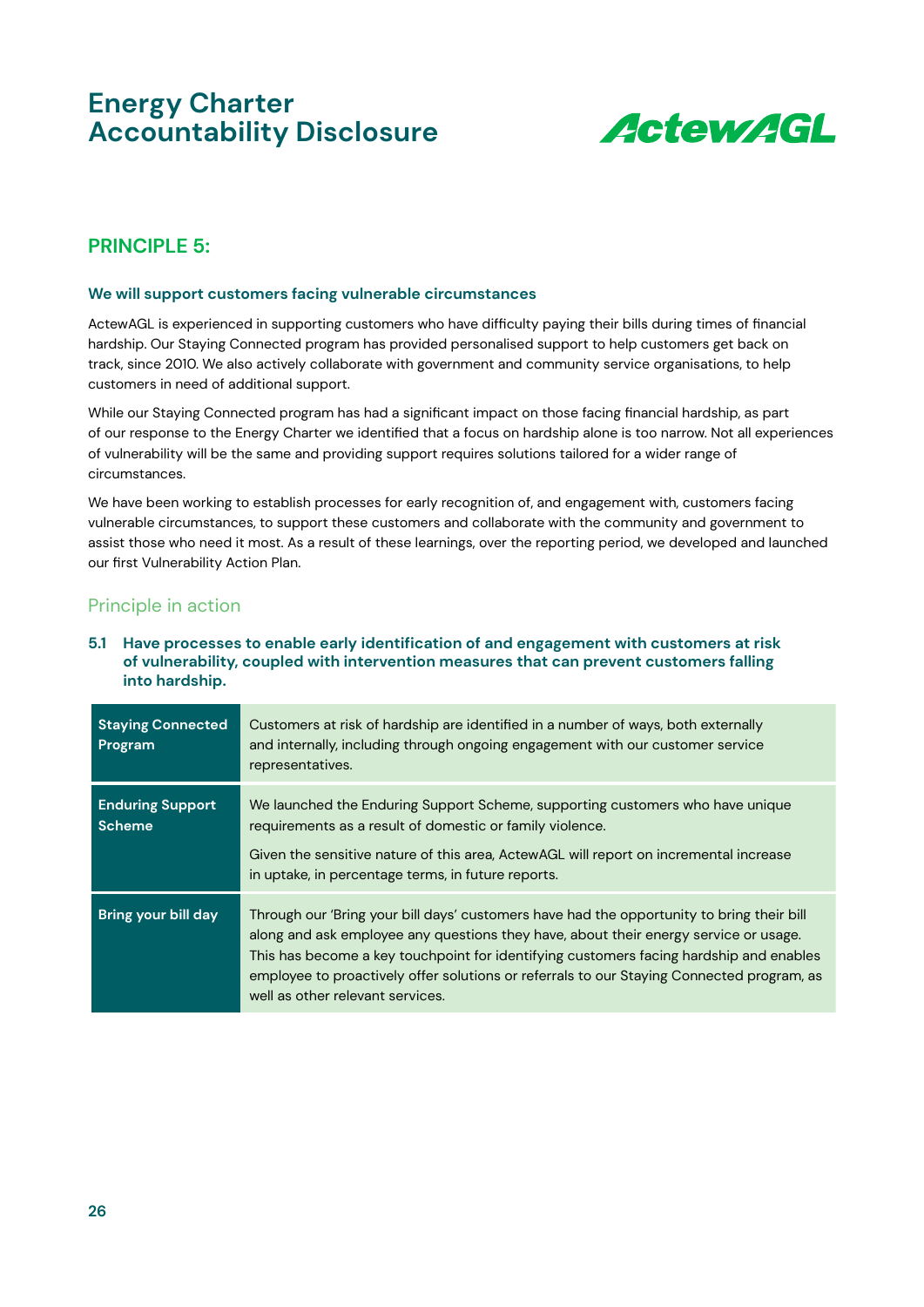# Energy Charter Accountability Disclosure

## PRINCIPLE 5:

**We will support customers facing vulnerable circumstances**

ActewAGL is experienced in supporting customers who have difficulty paying their bills during times of financial hardship. Our Staying Connected program has provided personalised support to help customers get back on track, since 2010. We also actively collaborate with government and community service organisations, to help customers in need of additional support.

While our Staying Connected program has had a significant impact on those facing financial hardship, as part of our response to the Energy Charter we identified that a focus on hardship alone is too narrow. Not all experiences of vulnerability will be the same and providing support requires solutions tailored for a wider range of circumstances.

We have been working to establish processes for early recognition of, and engagement with, customers facing vulnerable circumstances, to support these customers and collaborate with the community and government to assist those who need it most. As a result of these learnings, over the reporting period, we developed and launched our first Vulnerability Action Plan.

### Principle in action

**5.1 Have processes to enable early identification of and engagement with customers at risk of vulnerability, coupled with intervention measures that can prevent customers falling into hardship.**

| | |
|---|---|
| **Staying Connected Program** | Customers at risk of hardship are identified in a number of ways, both externally and internally, including through ongoing engagement with our customer service representatives. |
| **Enduring Support Scheme** | We launched the Enduring Support Scheme, supporting customers who have unique requirements as a result of domestic or family violence.<br><br>Given the sensitive nature of this area, ActewAGL will report on incremental increase in uptake, in percentage terms, in future reports. |
| **Bring your bill day** | Through our 'Bring your bill days' customers have had the opportunity to bring their bill along and ask employee any questions they have, about their energy service or usage. This has become a key touchpoint for identifying customers facing hardship and enables employee to proactively offer solutions or referrals to our Staying Connected program, as well as other relevant services. |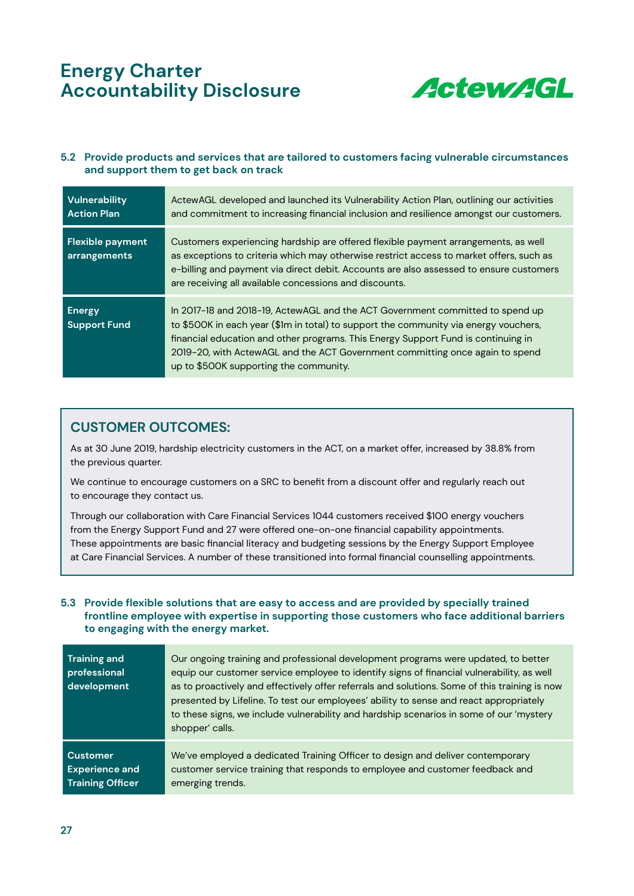## 5.2 Provide products and services that are tailored to customers facing vulnerable circumstances and support them to get back on track

| | |
|---|---|
| **Vulnerability Action Plan** | ActewAGL developed and launched its Vulnerability Action Plan, outlining our activities and commitment to increasing financial inclusion and resilience amongst our customers. |
| **Flexible payment arrangements** | Customers experiencing hardship are offered flexible payment arrangements, as well as exceptions to criteria which may otherwise restrict access to market offers, such as e-billing and payment via direct debit. Accounts are also assessed to ensure customers are receiving all available concessions and discounts. |
| **Energy Support Fund** | In 2017-18 and 2018-19, ActewAGL and the ACT Government committed to spend up to $500K in each year ($1m in total) to support the community via energy vouchers, financial education and other programs. This Energy Support Fund is continuing in 2019-20, with ActewAGL and the ACT Government committing once again to spend up to $500K supporting the community. |

### CUSTOMER OUTCOMES:

As at 30 June 2019, hardship electricity customers in the ACT, on a market offer, increased by 38.8% from the previous quarter.

We continue to encourage customers on a SRC to benefit from a discount offer and regularly reach out to encourage they contact us.

Through our collaboration with Care Financial Services 1044 customers received $100 energy vouchers from the Energy Support Fund and 27 were offered one-on-one financial capability appointments. These appointments are basic financial literacy and budgeting sessions by the Energy Support Employee at Care Financial Services. A number of these transitioned into formal financial counselling appointments.

## 5.3 Provide flexible solutions that are easy to access and are provided by specially trained frontline employee with expertise in supporting those customers who face additional barriers to engaging with the energy market.

| | |
|---|---|
| **Training and professional development** | Our ongoing training and professional development programs were updated, to better equip our customer service employee to identify signs of financial vulnerability, as well as to proactively and effectively offer referrals and solutions. Some of this training is now presented by Lifeline. To test our employees' ability to sense and react appropriately to these signs, we include vulnerability and hardship scenarios in some of our 'mystery shopper' calls. |
| **Customer Experience and Training Officer** | We've employed a dedicated Training Officer to design and deliver contemporary customer service training that responds to employee and customer feedback and emerging trends. |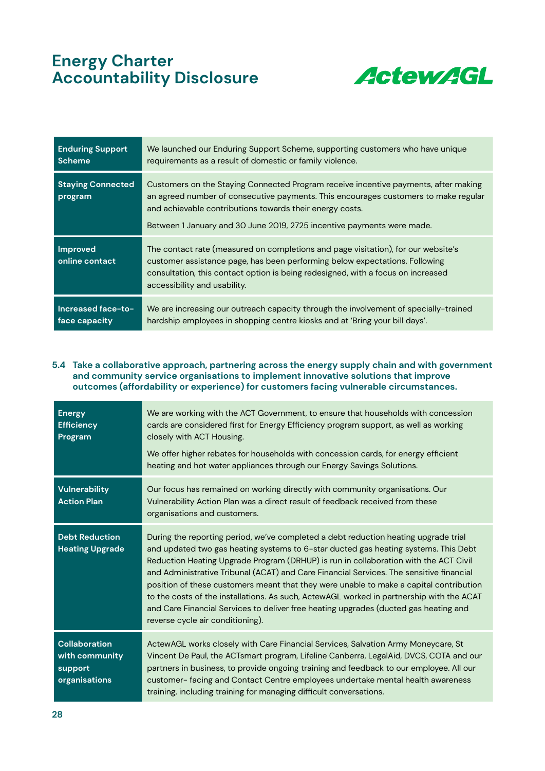| | |
|---|---|
| **Enduring Support Scheme** | We launched our Enduring Support Scheme, supporting customers who have unique requirements as a result of domestic or family violence. |
| **Staying Connected program** | Customers on the Staying Connected Program receive incentive payments, after making an agreed number of consecutive payments. This encourages customers to make regular and achievable contributions towards their energy costs.<br><br>Between 1 January and 30 June 2019, 2725 incentive payments were made. |
| **Improved online contact** | The contact rate (measured on completions and page visitation), for our website's customer assistance page, has been performing below expectations. Following consultation, this contact option is being redesigned, with a focus on increased accessibility and usability. |
| **Increased face-to-face capacity** | We are increasing our outreach capacity through the involvement of specially-trained hardship employees in shopping centre kiosks and at 'Bring your bill days'. |

### 5.4 Take a collaborative approach, partnering across the energy supply chain and with government and community service organisations to implement innovative solutions that improve outcomes (affordability or experience) for customers facing vulnerable circumstances.

| | |
|---|---|
| **Energy Efficiency Program** | We are working with the ACT Government, to ensure that households with concession cards are considered first for Energy Efficiency program support, as well as working closely with ACT Housing.<br><br>We offer higher rebates for households with concession cards, for energy efficient heating and hot water appliances through our Energy Savings Solutions. |
| **Vulnerability Action Plan** | Our focus has remained on working directly with community organisations. Our Vulnerability Action Plan was a direct result of feedback received from these organisations and customers. |
| **Debt Reduction Heating Upgrade** | During the reporting period, we've completed a debt reduction heating upgrade trial and updated two gas heating systems to 6-star ducted gas heating systems. This Debt Reduction Heating Upgrade Program (DRHUP) is run in collaboration with the ACT Civil and Administrative Tribunal (ACAT) and Care Financial Services. The sensitive financial position of these customers meant that they were unable to make a capital contribution to the costs of the installations. As such, ActewAGL worked in partnership with the ACAT and Care Financial Services to deliver free heating upgrades (ducted gas heating and reverse cycle air conditioning). |
| **Collaboration with community support organisations** | ActewAGL works closely with Care Financial Services, Salvation Army Moneycare, St Vincent De Paul, the ACTsmart program, Lifeline Canberra, LegalAid, DVCS, COTA and our partners in business, to provide ongoing training and feedback to our employee. All our customer- facing and Contact Centre employees undertake mental health awareness training, including training for managing difficult conversations. |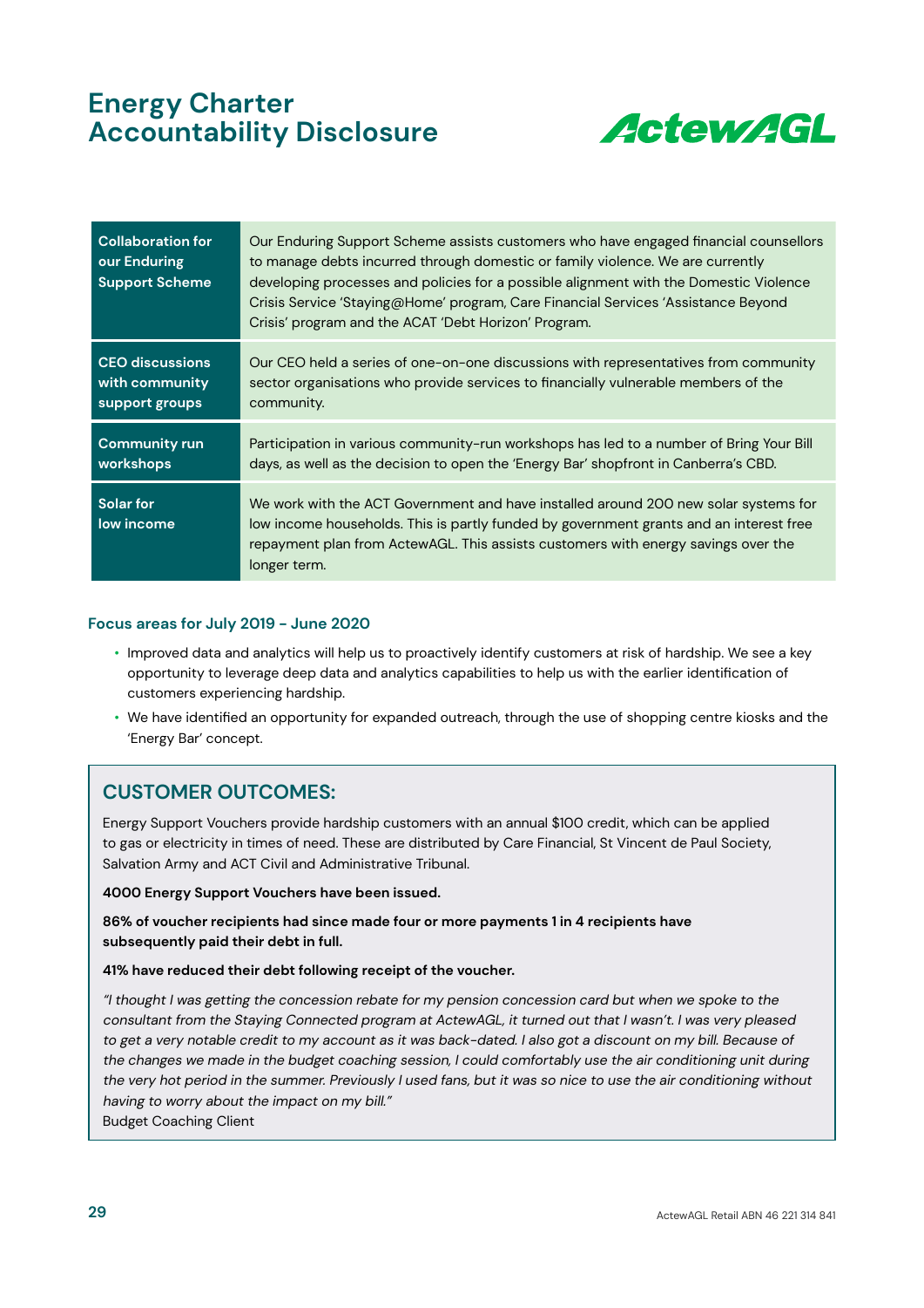# Energy Charter Accountability Disclosure

| | |
|---|---|
| **Collaboration for our Enduring Support Scheme** | Our Enduring Support Scheme assists customers who have engaged financial counsellors to manage debts incurred through domestic or family violence. We are currently developing processes and policies for a possible alignment with the Domestic Violence Crisis Service 'Staying@Home' program, Care Financial Services 'Assistance Beyond Crisis' program and the ACAT 'Debt Horizon' Program. |
| **CEO discussions with community support groups** | Our CEO held a series of one-on-one discussions with representatives from community sector organisations who provide services to financially vulnerable members of the community. |
| **Community run workshops** | Participation in various community-run workshops has led to a number of Bring Your Bill days, as well as the decision to open the 'Energy Bar' shopfront in Canberra's CBD. |
| **Solar for low income** | We work with the ACT Government and have installed around 200 new solar systems for low income households. This is partly funded by government grants and an interest free repayment plan from ActewAGL. This assists customers with energy savings over the longer term. |

### Focus areas for July 2019 – June 2020

- Improved data and analytics will help us to proactively identify customers at risk of hardship. We see a key opportunity to leverage deep data and analytics capabilities to help us with the earlier identification of customers experiencing hardship.
- We have identified an opportunity for expanded outreach, through the use of shopping centre kiosks and the 'Energy Bar' concept.

## CUSTOMER OUTCOMES:

Energy Support Vouchers provide hardship customers with an annual $100 credit, which can be applied to gas or electricity in times of need. These are distributed by Care Financial, St Vincent de Paul Society, Salvation Army and ACT Civil and Administrative Tribunal.

**4000 Energy Support Vouchers have been issued.**

**86% of voucher recipients had since made four or more payments 1 in 4 recipients have subsequently paid their debt in full.**

**41% have reduced their debt following receipt of the voucher.**

*"I thought I was getting the concession rebate for my pension concession card but when we spoke to the consultant from the Staying Connected program at ActewAGL, it turned out that I wasn't. I was very pleased to get a very notable credit to my account as it was back-dated. I also got a discount on my bill. Because of the changes we made in the budget coaching session, I could comfortably use the air conditioning unit during the very hot period in the summer. Previously I used fans, but it was so nice to use the air conditioning without having to worry about the impact on my bill."*
Budget Coaching Client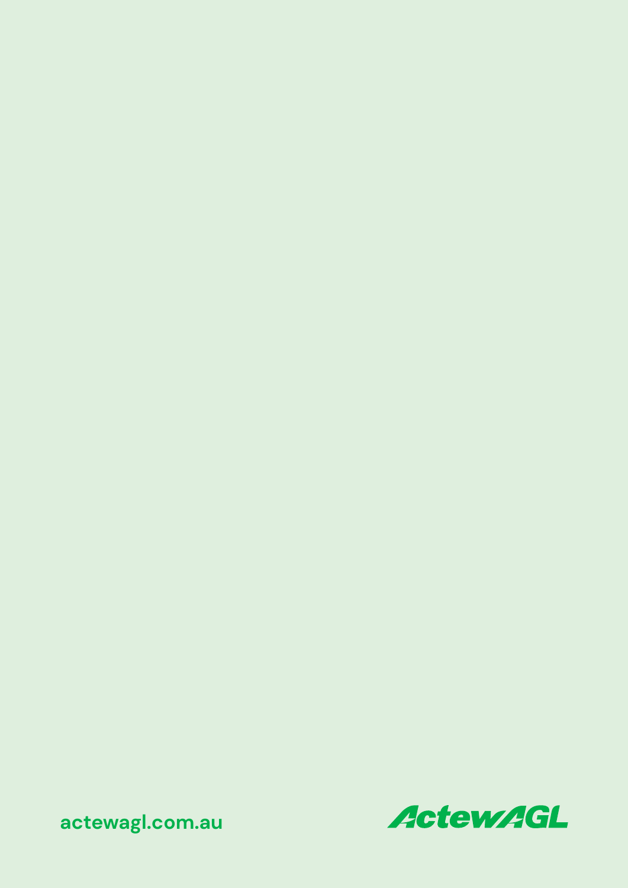actewagl.com.au

ActewAGL